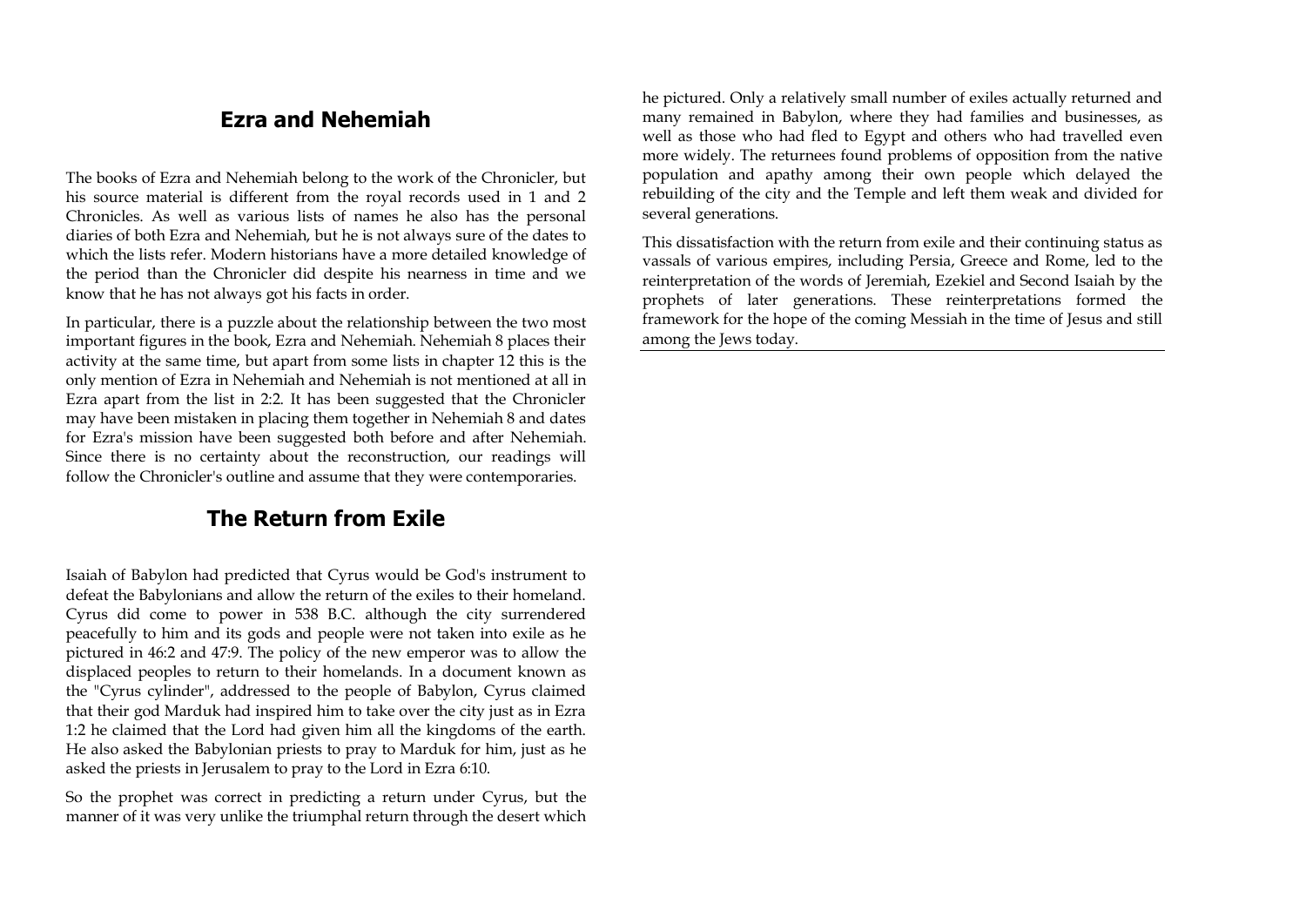## Ezra and Nehemiah

The books of Ezra and Nehemiah belong to the work of the Chronicler, but his source material is different from the royal records used in 1 and 2 Chronicles. As well as various lists of names he also has the personal diaries of both Ezra and Nehemiah, but he is not always sure of the dates to which the lists refer. Modern historians have a more detailed knowledge of the period than the Chronicler did despite his nearness in time and we know that he has not always got his facts in order.

In particular, there is a puzzle about the relationship between the two most important figures in the book, Ezra and Nehemiah. Nehemiah 8 places their activity at the same time, but apart from some lists in chapter 12 this is the only mention of Ezra in Nehemiah and Nehemiah is not mentioned at all in Ezra apart from the list in 2:2. It has been suggested that the Chronicler may have been mistaken in placing them together in Nehemiah 8 and dates for Ezra's mission have been suggested both before and after Nehemiah. Since there is no certainty about the reconstruction, our readings will follow the Chronicler's outline and assume that they were contemporaries.

## The Return from Exile

Isaiah of Babylon had predicted that Cyrus would be God's instrument to defeat the Babylonians and allow the return of the exiles to their homeland. Cyrus did come to power in 538 B.C. although the city surrendered peacefully to him and its gods and people were not taken into exile as he pictured in 46:2 and 47:9. The policy of the new emperor was to allow the displaced peoples to return to their homelands. In a document known as the "Cyrus cylinder", addressed to the people of Babylon, Cyrus claimed that their god Marduk had inspired him to take over the city just as in Ezra 1:2 he claimed that the Lord had given him all the kingdoms of the earth. He also asked the Babylonian priests to pray to Marduk for him, just as he asked the priests in Jerusalem to pray to the Lord in Ezra 6:10.

So the prophet was correct in predicting a return under Cyrus, but the manner of it was very unlike the triumphal return through the desert which he pictured. Only a relatively small number of exiles actually returned and many remained in Babylon, where they had families and businesses, as well as those who had fled to Egypt and others who had travelled even more widely. The returnees found problems of opposition from the native population and apathy among their own people which delayed the rebuilding of the city and the Temple and left them weak and divided for several generations.

This dissatisfaction with the return from exile and their continuing status as vassals of various empires, including Persia, Greece and Rome, led to the reinterpretation of the words of Jeremiah, Ezekiel and Second Isaiah by the prophets of later generations. These reinterpretations formed the framework for the hope of the coming Messiah in the time of Jesus and still among the Jews today.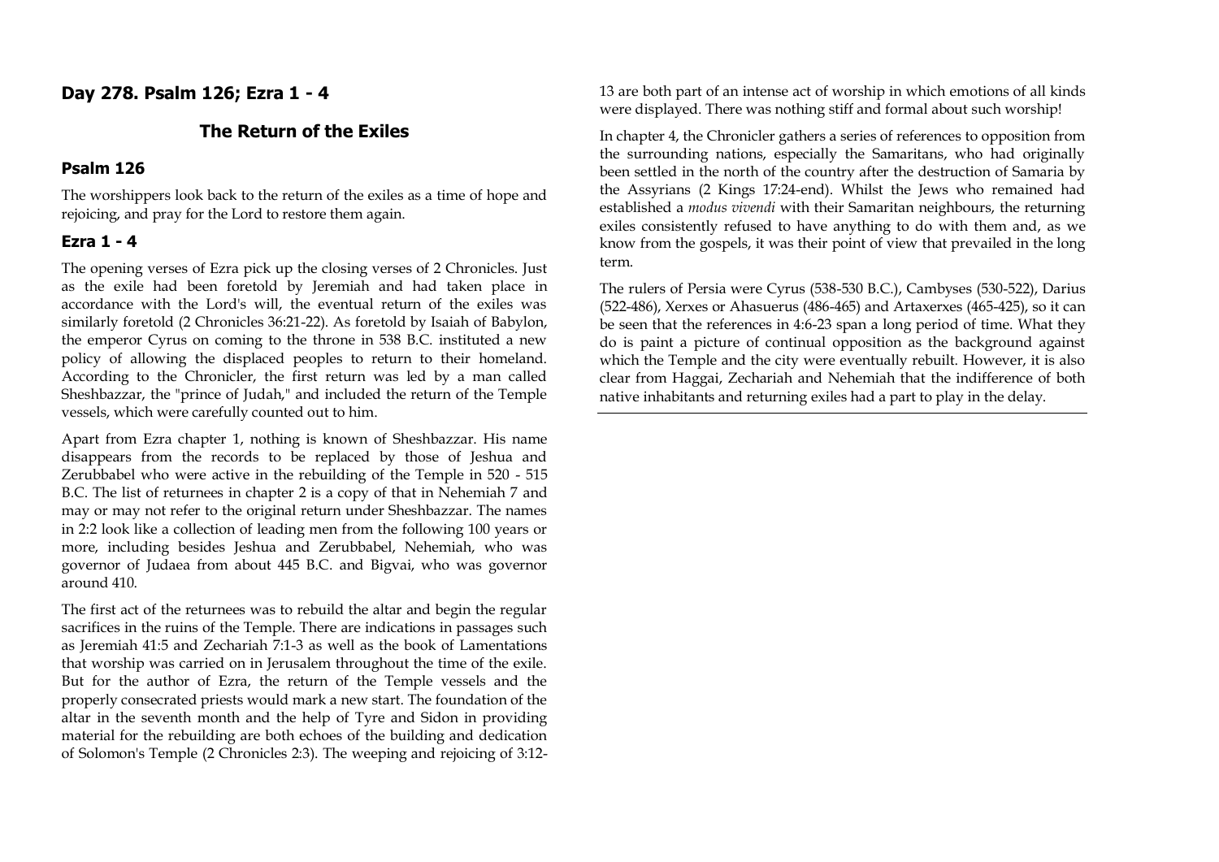## Day 278. Psalm 126; Ezra 1 - 4

### The Return of the Exiles

### Psalm 126

The worshippers look back to the return of the exiles as a time of hope and rejoicing, and pray for the Lord to restore them again.

### Ezra 1 - 4

The opening verses of Ezra pick up the closing verses of 2 Chronicles. Just as the exile had been foretold by Jeremiah and had taken place in accordance with the Lord's will, the eventual return of the exiles was similarly foretold (2 Chronicles 36:21-22). As foretold by Isaiah of Babylon, the emperor Cyrus on coming to the throne in 538 B.C. instituted a new policy of allowing the displaced peoples to return to their homeland. According to the Chronicler, the first return was led by a man called Sheshbazzar, the "prince of Judah," and included the return of the Temple vessels, which were carefully counted out to him.

Apart from Ezra chapter 1, nothing is known of Sheshbazzar. His name disappears from the records to be replaced by those of Jeshua and Zerubbabel who were active in the rebuilding of the Temple in 520 - 515 B.C. The list of returnees in chapter 2 is a copy of that in Nehemiah 7 and may or may not refer to the original return under Sheshbazzar. The names in 2:2 look like a collection of leading men from the following 100 years or more, including besides Jeshua and Zerubbabel, Nehemiah, who was governor of Judaea from about 445 B.C. and Bigvai, who was governor around 410.

The first act of the returnees was to rebuild the altar and begin the regular sacrifices in the ruins of the Temple. There are indications in passages such as Jeremiah 41:5 and Zechariah 7:1-3 as well as the book of Lamentations that worship was carried on in Jerusalem throughout the time of the exile. But for the author of Ezra, the return of the Temple vessels and the properly consecrated priests would mark a new start. The foundation of the altar in the seventh month and the help of Tyre and Sidon in providing material for the rebuilding are both echoes of the building and dedication of Solomon's Temple (2 Chronicles 2:3). The weeping and rejoicing of 3:12-13 are both part of an intense act of worship in which emotions of all kinds were displayed. There was nothing stiff and formal about such worship!

In chapter 4, the Chronicler gathers a series of references to opposition from the surrounding nations, especially the Samaritans, who had originally been settled in the north of the country after the destruction of Samaria by the Assyrians (2 Kings 17:24-end). Whilst the Jews who remained had established a *modus vivendi* with their Samaritan neighbours, the returning exiles consistently refused to have anything to do with them and, as we know from the gospels, it was their point of view that prevailed in the long term.

The rulers of Persia were Cyrus (538-530 B.C.), Cambyses (530-522), Darius (522-486), Xerxes or Ahasuerus (486-465) and Artaxerxes (465-425), so it can be seen that the references in 4:6-23 span a long period of time. What they do is paint a picture of continual opposition as the background against which the Temple and the city were eventually rebuilt. However, it is also clear from Haggai, Zechariah and Nehemiah that the indifference of both native inhabitants and returning exiles had a part to play in the delay.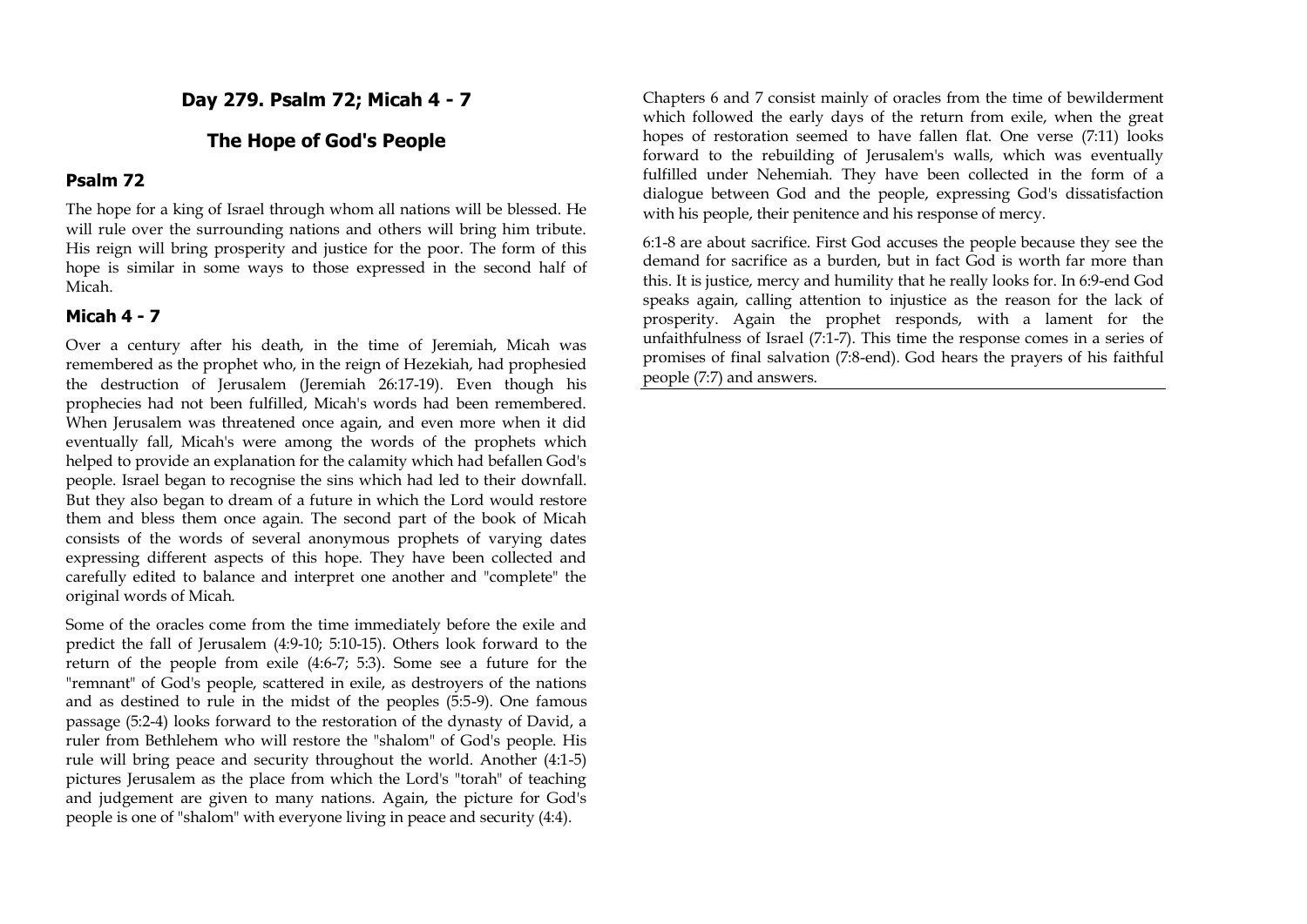## Day 279. Psalm 72; Micah 4 - 7

## The Hope of God's People

### Psalm 72

The hope for a king of Israel through whom all nations will be blessed. He will rule over the surrounding nations and others will bring him tribute. His reign will bring prosperity and justice for the poor. The form of this hope is similar in some ways to those expressed in the second half of Micah.

### Micah 4 - 7

Over a century after his death, in the time of Jeremiah, Micah was remembered as the prophet who, in the reign of Hezekiah, had prophesied the destruction of Jerusalem (Jeremiah 26:17-19). Even though his prophecies had not been fulfilled, Micah's words had been remembered. When Jerusalem was threatened once again, and even more when it did eventually fall, Micah's were among the words of the prophets which helped to provide an explanation for the calamity which had befallen God's people. Israel began to recognise the sins which had led to their downfall. But they also began to dream of a future in which the Lord would restore them and bless them once again. The second part of the book of Micah consists of the words of several anonymous prophets of varying dates expressing different aspects of this hope. They have been collected and carefully edited to balance and interpret one another and "complete" the original words of Micah.

Some of the oracles come from the time immediately before the exile and predict the fall of Jerusalem (4:9-10; 5:10-15). Others look forward to the return of the people from exile (4:6-7; 5:3). Some see a future for the "remnant" of God's people, scattered in exile, as destroyers of the nations and as destined to rule in the midst of the peoples (5:5-9). One famous passage (5:2-4) looks forward to the restoration of the dynasty of David, a ruler from Bethlehem who will restore the "shalom" of God's people. His rule will bring peace and security throughout the world. Another (4:1-5) pictures Jerusalem as the place from which the Lord's "torah" of teaching and judgement are given to many nations. Again, the picture for God's people is one of "shalom" with everyone living in peace and security (4:4).

Chapters 6 and 7 consist mainly of oracles from the time of bewilderment which followed the early days of the return from exile, when the great hopes of restoration seemed to have fallen flat. One verse (7:11) looks forward to the rebuilding of Jerusalem's walls, which was eventually fulfilled under Nehemiah. They have been collected in the form of a dialogue between God and the people, expressing God's dissatisfaction with his people, their penitence and his response of mercy.

6:1-8 are about sacrifice. First God accuses the people because they see the demand for sacrifice as a burden, but in fact God is worth far more than this. It is justice, mercy and humility that he really looks for. In 6:9-end God speaks again, calling attention to injustice as the reason for the lack of prosperity. Again the prophet responds, with a lament for the unfaithfulness of Israel (7:1-7). This time the response comes in a series of promises of final salvation (7:8-end). God hears the prayers of his faithful people (7:7) and answers.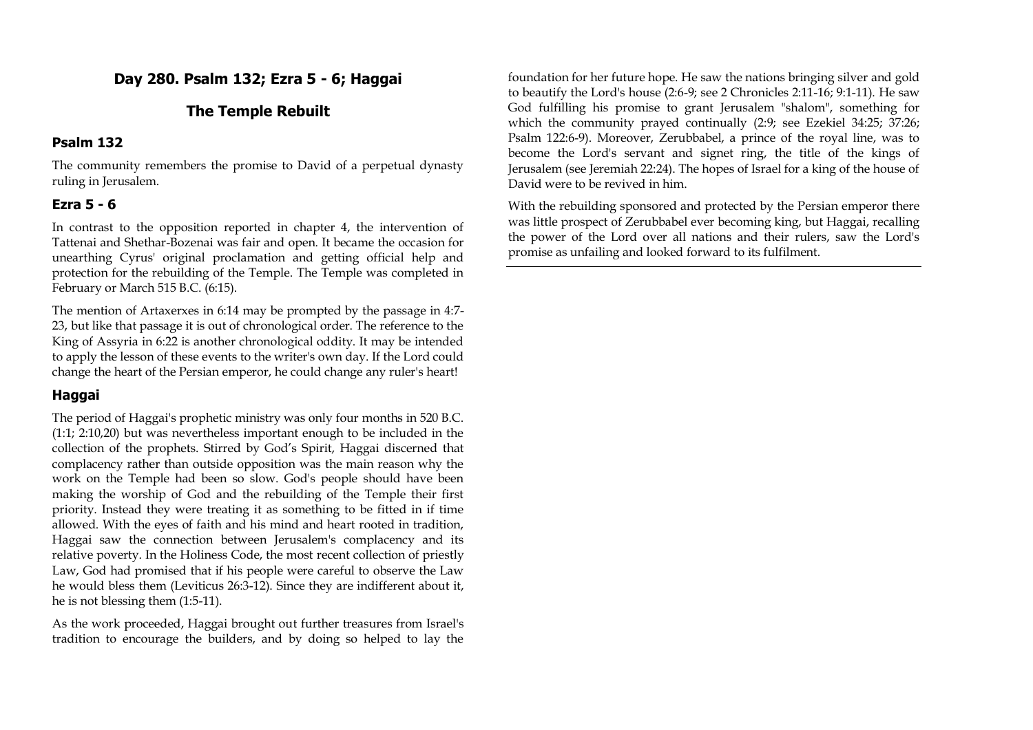## Day 280. Psalm 132; Ezra 5 - 6; Haggai

## The Temple Rebuilt

### Psalm 132

The community remembers the promise to David of a perpetual dynasty ruling in Jerusalem.

### Ezra 5 - 6

In contrast to the opposition reported in chapter 4, the intervention of Tattenai and Shethar-Bozenai was fair and open. It became the occasion for unearthing Cyrus' original proclamation and getting official help and protection for the rebuilding of the Temple. The Temple was completed in February or March 515 B.C. (6:15).

The mention of Artaxerxes in 6:14 may be prompted by the passage in 4:7-23, but like that passage it is out of chronological order. The reference to the King of Assyria in 6:22 is another chronological oddity. It may be intended to apply the lesson of these events to the writer's own day. If the Lord could change the heart of the Persian emperor, he could change any ruler's heart!

### Haggai

The period of Haggai's prophetic ministry was only four months in 520 B.C. (1:1; 2:10,20) but was nevertheless important enough to be included in the collection of the prophets. Stirred by God's Spirit, Haggai discerned that complacency rather than outside opposition was the main reason why the work on the Temple had been so slow. God's people should have been making the worship of God and the rebuilding of the Temple their first priority. Instead they were treating it as something to be fitted in if time allowed. With the eyes of faith and his mind and heart rooted in tradition, Haggai saw the connection between Jerusalem's complacency and its relative poverty. In the Holiness Code, the most recent collection of priestly Law, God had promised that if his people were careful to observe the Law he would bless them (Leviticus 26:3-12). Since they are indifferent about it, he is not blessing them (1:5-11).

As the work proceeded, Haggai brought out further treasures from Israel's tradition to encourage the builders, and by doing so helped to lay the foundation for her future hope. He saw the nations bringing silver and gold to beautify the Lord's house (2:6-9; see 2 Chronicles 2:11-16; 9:1-11). He saw God fulfilling his promise to grant Jerusalem "shalom", something for which the community prayed continually (2:9; see Ezekiel 34:25; 37:26; Psalm 122:6-9). Moreover, Zerubbabel, a prince of the royal line, was to become the Lord's servant and signet ring, the title of the kings of Jerusalem (see Jeremiah 22:24). The hopes of Israel for a king of the house of David were to be revived in him.

With the rebuilding sponsored and protected by the Persian emperor there was little prospect of Zerubbabel ever becoming king, but Haggai, recalling the power of the Lord over all nations and their rulers, saw the Lord's promise as unfailing and looked forward to its fulfilment.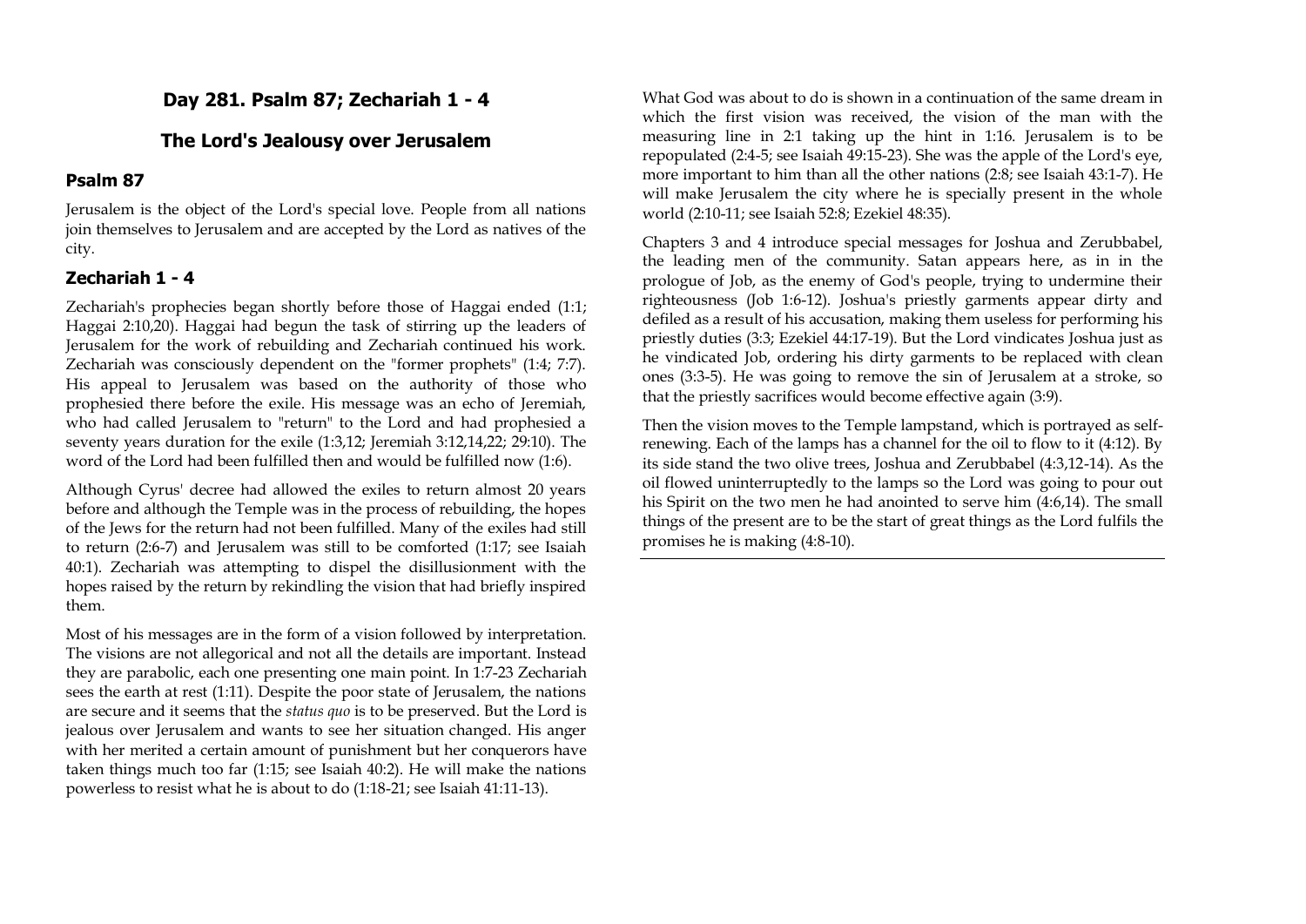## Day 281. Psalm 87; Zechariah 1 - 4

## The Lord's Jealousy over Jerusalem

### Psalm 87

Jerusalem is the object of the Lord's special love. People from all nations join themselves to Jerusalem and are accepted by the Lord as natives of the city.

### Zechariah 1 - 4

Zechariah's prophecies began shortly before those of Haggai ended (1:1; Haggai 2:10,20). Haggai had begun the task of stirring up the leaders of Jerusalem for the work of rebuilding and Zechariah continued his work. Zechariah was consciously dependent on the "former prophets" (1:4; 7:7). His appeal to Jerusalem was based on the authority of those who prophesied there before the exile. His message was an echo of Jeremiah, who had called Jerusalem to "return" to the Lord and had prophesied a seventy years duration for the exile (1:3,12; Jeremiah 3:12,14,22; 29:10). The word of the Lord had been fulfilled then and would be fulfilled now (1:6).

Although Cyrus' decree had allowed the exiles to return almost 20 years before and although the Temple was in the process of rebuilding, the hopes of the Jews for the return had not been fulfilled. Many of the exiles had still to return (2:6-7) and Jerusalem was still to be comforted (1:17; see Isaiah 40:1). Zechariah was attempting to dispel the disillusionment with the hopes raised by the return by rekindling the vision that had briefly inspired them.

Most of his messages are in the form of a vision followed by interpretation. The visions are not allegorical and not all the details are important. Instead they are parabolic, each one presenting one main point. In 1:7-23 Zechariah sees the earth at rest (1:11). Despite the poor state of Jerusalem, the nations are secure and it seems that the *status quo* is to be preserved. But the Lord is jealous over Jerusalem and wants to see her situation changed. His anger with her merited a certain amount of punishment but her conquerors have taken things much too far (1:15; see Isaiah 40:2). He will make the nations powerless to resist what he is about to do (1:18-21; see Isaiah 41:11-13).

What God was about to do is shown in a continuation of the same dream in which the first vision was received, the vision of the man with the measuring line in 2:1 taking up the hint in 1:16. Jerusalem is to be repopulated (2:4-5; see Isaiah 49:15-23). She was the apple of the Lord's eye, more important to him than all the other nations (2:8; see Isaiah 43:1-7). He will make Jerusalem the city where he is specially present in the whole world (2:10-11; see Isaiah 52:8; Ezekiel 48:35).

Chapters 3 and 4 introduce special messages for Joshua and Zerubbabel, the leading men of the community. Satan appears here, as in in the prologue of Job, as the enemy of God's people, trying to undermine their righteousness (Job 1:6-12). Joshua's priestly garments appear dirty and defiled as a result of his accusation, making them useless for performing his priestly duties (3:3; Ezekiel 44:17-19). But the Lord vindicates Joshua just as he vindicated Job, ordering his dirty garments to be replaced with clean ones (3:3-5). He was going to remove the sin of Jerusalem at a stroke, so that the priestly sacrifices would become effective again (3:9).

Then the vision moves to the Temple lampstand, which is portrayed as self-renewing. Each of the lamps has a channel for the oil to flow to it (4:12). By its side stand the two olive trees, Joshua and Zerubbabel (4:3,12-14). As the oil flowed uninterruptedly to the lamps so the Lord was going to pour out his Spirit on the two men he had anointed to serve him (4:6,14). The small things of the present are to be the start of great things as the Lord fulfils the promises he is making (4:8-10).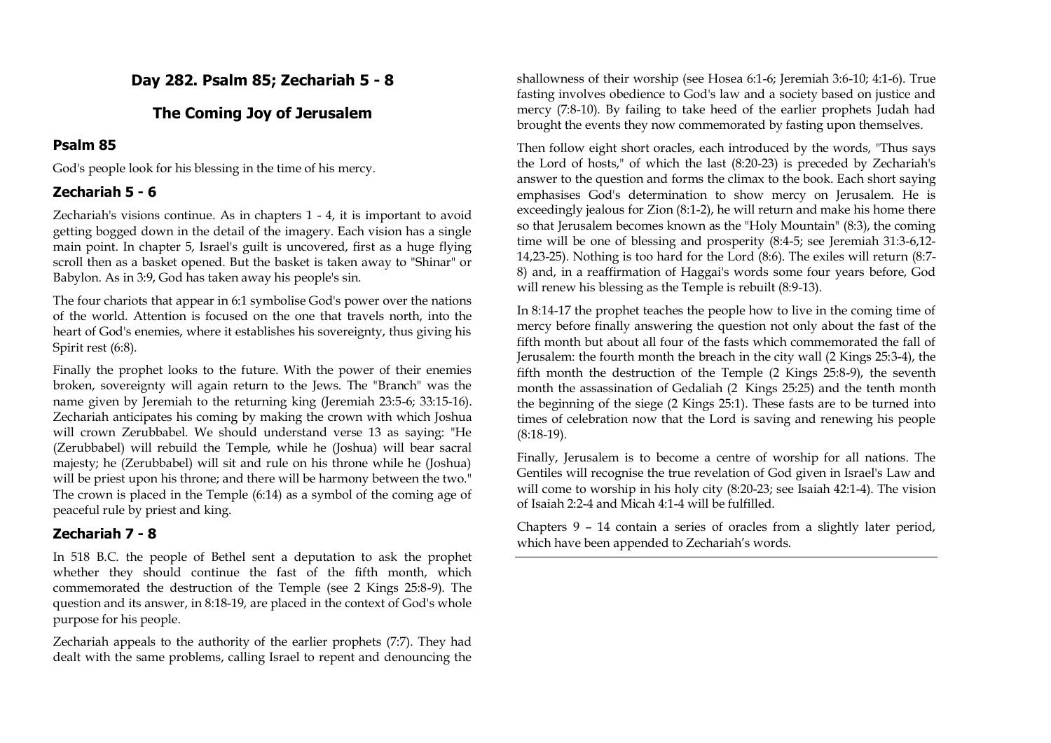## Day 282. Psalm 85; Zechariah 5 - 8

## The Coming Joy of Jerusalem

### Psalm 85

God's people look for his blessing in the time of his mercy.

### Zechariah 5 - 6

Zechariah's visions continue. As in chapters 1 - 4, it is important to avoid getting bogged down in the detail of the imagery. Each vision has a single main point. In chapter 5, Israel's guilt is uncovered, first as a huge flying scroll then as a basket opened. But the basket is taken away to "Shinar" or Babylon. As in 3:9, God has taken away his people's sin.

The four chariots that appear in 6:1 symbolise God's power over the nations of the world. Attention is focused on the one that travels north, into the heart of God's enemies, where it establishes his sovereignty, thus giving his Spirit rest (6:8).

Finally the prophet looks to the future. With the power of their enemies broken, sovereignty will again return to the Jews. The "Branch" was the name given by Jeremiah to the returning king (Jeremiah 23:5-6; 33:15-16). Zechariah anticipates his coming by making the crown with which Joshua will crown Zerubbabel. We should understand verse 13 as saying: "He (Zerubbabel) will rebuild the Temple, while he (Joshua) will bear sacral majesty; he (Zerubbabel) will sit and rule on his throne while he (Joshua) will be priest upon his throne; and there will be harmony between the two." The crown is placed in the Temple (6:14) as a symbol of the coming age of peaceful rule by priest and king.

### Zechariah 7 - 8

In 518 B.C. the people of Bethel sent a deputation to ask the prophet whether they should continue the fast of the fifth month, which commemorated the destruction of the Temple (see 2 Kings 25:8-9). The question and its answer, in 8:18-19, are placed in the context of God's whole purpose for his people.

Zechariah appeals to the authority of the earlier prophets (7:7). They had dealt with the same problems, calling Israel to repent and denouncing the shallowness of their worship (see Hosea 6:1-6; Jeremiah 3:6-10; 4:1-6). True fasting involves obedience to God's law and a society based on justice and mercy (7:8-10). By failing to take heed of the earlier prophets Judah had brought the events they now commemorated by fasting upon themselves.

Then follow eight short oracles, each introduced by the words, "Thus says the Lord of hosts," of which the last (8:20-23) is preceded by Zechariah's answer to the question and forms the climax to the book. Each short saying emphasises God's determination to show mercy on Jerusalem. He is exceedingly jealous for Zion (8:1-2), he will return and make his home there so that Jerusalem becomes known as the "Holy Mountain" (8:3), the coming time will be one of blessing and prosperity (8:4-5; see Jeremiah 31:3-6,12-14,23-25). Nothing is too hard for the Lord (8:6). The exiles will return (8:7-8) and, in a reaffirmation of Haggai's words some four years before, God will renew his blessing as the Temple is rebuilt (8:9-13).

In 8:14-17 the prophet teaches the people how to live in the coming time of mercy before finally answering the question not only about the fast of the fifth month but about all four of the fasts which commemorated the fall of Jerusalem: the fourth month the breach in the city wall (2 Kings 25:3-4), the fifth month the destruction of the Temple (2 Kings 25:8-9), the seventh month the assassination of Gedaliah (2 Kings 25:25) and the tenth month the beginning of the siege (2 Kings 25:1). These fasts are to be turned into times of celebration now that the Lord is saving and renewing his people (8:18-19).

Finally, Jerusalem is to become a centre of worship for all nations. The Gentiles will recognise the true revelation of God given in Israel's Law and will come to worship in his holy city (8:20-23; see Isaiah 42:1-4). The vision of Isaiah 2:2-4 and Micah 4:1-4 will be fulfilled.

Chapters 9 – 14 contain a series of oracles from a slightly later period, which have been appended to Zechariah's words.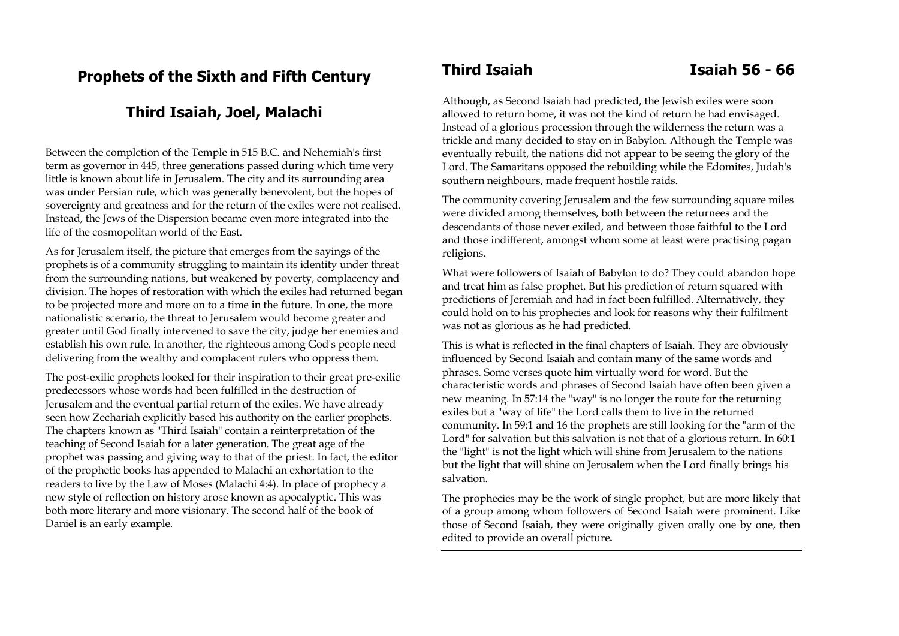## Prophets of the Sixth and Fifth Century

## Third Isaiah, Joel, Malachi

Between the completion of the Temple in 515 B.C. and Nehemiah's first term as governor in 445, three generations passed during which time very little is known about life in Jerusalem. The city and its surrounding area was under Persian rule, which was generally benevolent, but the hopes of sovereignty and greatness and for the return of the exiles were not realised. Instead, the Jews of the Dispersion became even more integrated into the life of the cosmopolitan world of the East.

As for Jerusalem itself, the picture that emerges from the sayings of the prophets is of a community struggling to maintain its identity under threat from the surrounding nations, but weakened by poverty, complacency and division. The hopes of restoration with which the exiles had returned began to be projected more and more on to a time in the future. In one, the more nationalistic scenario, the threat to Jerusalem would become greater and greater until God finally intervened to save the city, judge her enemies and establish his own rule. In another, the righteous among God's people need delivering from the wealthy and complacent rulers who oppress them.

The post-exilic prophets looked for their inspiration to their great pre-exilic predecessors whose words had been fulfilled in the destruction of Jerusalem and the eventual partial return of the exiles. We have already seen how Zechariah explicitly based his authority on the earlier prophets. The chapters known as "Third Isaiah" contain a reinterpretation of the teaching of Second Isaiah for a later generation. The great age of the prophet was passing and giving way to that of the priest. In fact, the editor of the prophetic books has appended to Malachi an exhortation to the readers to live by the Law of Moses (Malachi 4:4). In place of prophecy a new style of reflection on history arose known as apocalyptic. This was both more literary and more visionary. The second half of the book of Daniel is an early example.

## Third Isaiah — Isaiah 56 - 66

Although, as Second Isaiah had predicted, the Jewish exiles were soon allowed to return home, it was not the kind of return he had envisaged. Instead of a glorious procession through the wilderness the return was a trickle and many decided to stay on in Babylon. Although the Temple was eventually rebuilt, the nations did not appear to be seeing the glory of the Lord. The Samaritans opposed the rebuilding while the Edomites, Judah's southern neighbours, made frequent hostile raids.

The community covering Jerusalem and the few surrounding square miles were divided among themselves, both between the returnees and the descendants of those never exiled, and between those faithful to the Lord and those indifferent, amongst whom some at least were practising pagan religions.

What were followers of Isaiah of Babylon to do? They could abandon hope and treat him as false prophet. But his prediction of return squared with predictions of Jeremiah and had in fact been fulfilled. Alternatively, they could hold on to his prophecies and look for reasons why their fulfilment was not as glorious as he had predicted.

This is what is reflected in the final chapters of Isaiah. They are obviously influenced by Second Isaiah and contain many of the same words and phrases. Some verses quote him virtually word for word. But the characteristic words and phrases of Second Isaiah have often been given a new meaning. In 57:14 the "way" is no longer the route for the returning exiles but a "way of life" the Lord calls them to live in the returned community. In 59:1 and 16 the prophets are still looking for the "arm of the Lord" for salvation but this salvation is not that of a glorious return. In 60:1 the "light" is not the light which will shine from Jerusalem to the nations but the light that will shine on Jerusalem when the Lord finally brings his salvation.

The prophecies may be the work of single prophet, but are more likely that of a group among whom followers of Second Isaiah were prominent. Like those of Second Isaiah, they were originally given orally one by one, then edited to provide an overall picture.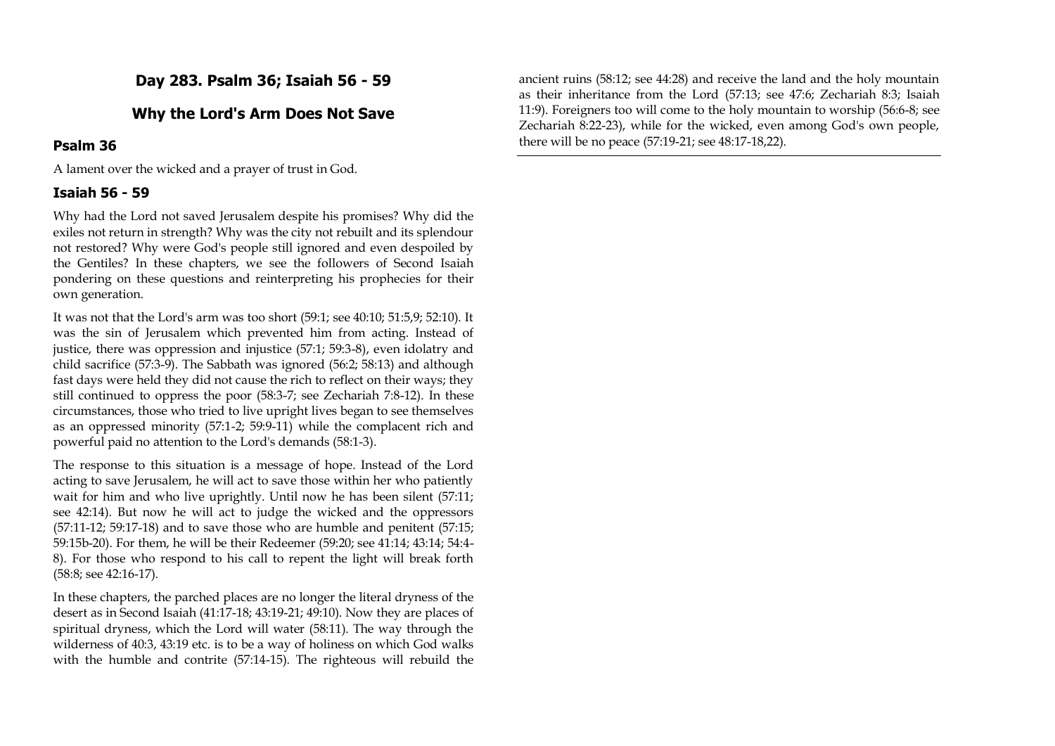## Day 283. Psalm 36; Isaiah 56 - 59

## Why the Lord's Arm Does Not Save

### Psalm 36

A lament over the wicked and a prayer of trust in God.

### Isaiah 56 - 59

Why had the Lord not saved Jerusalem despite his promises? Why did the exiles not return in strength? Why was the city not rebuilt and its splendour not restored? Why were God's people still ignored and even despoiled by the Gentiles? In these chapters, we see the followers of Second Isaiah pondering on these questions and reinterpreting his prophecies for their own generation.

It was not that the Lord's arm was too short (59:1; see 40:10; 51:5,9; 52:10). It was the sin of Jerusalem which prevented him from acting. Instead of justice, there was oppression and injustice (57:1; 59:3-8), even idolatry and child sacrifice (57:3-9). The Sabbath was ignored (56:2; 58:13) and although fast days were held they did not cause the rich to reflect on their ways; they still continued to oppress the poor (58:3-7; see Zechariah 7:8-12). In these circumstances, those who tried to live upright lives began to see themselves as an oppressed minority (57:1-2; 59:9-11) while the complacent rich and powerful paid no attention to the Lord's demands (58:1-3).

The response to this situation is a message of hope. Instead of the Lord acting to save Jerusalem, he will act to save those within her who patiently wait for him and who live uprightly. Until now he has been silent (57:11; see 42:14). But now he will act to judge the wicked and the oppressors (57:11-12; 59:17-18) and to save those who are humble and penitent (57:15; 59:15b-20). For them, he will be their Redeemer (59:20; see 41:14; 43:14; 54:4-8). For those who respond to his call to repent the light will break forth (58:8; see 42:16-17).

In these chapters, the parched places are no longer the literal dryness of the desert as in Second Isaiah (41:17-18; 43:19-21; 49:10). Now they are places of spiritual dryness, which the Lord will water (58:11). The way through the wilderness of 40:3, 43:19 etc. is to be a way of holiness on which God walks with the humble and contrite (57:14-15). The righteous will rebuild the ancient ruins (58:12; see 44:28) and receive the land and the holy mountain as their inheritance from the Lord (57:13; see 47:6; Zechariah 8:3; Isaiah 11:9). Foreigners too will come to the holy mountain to worship (56:6-8; see Zechariah 8:22-23), while for the wicked, even among God's own people, there will be no peace (57:19-21; see 48:17-18,22).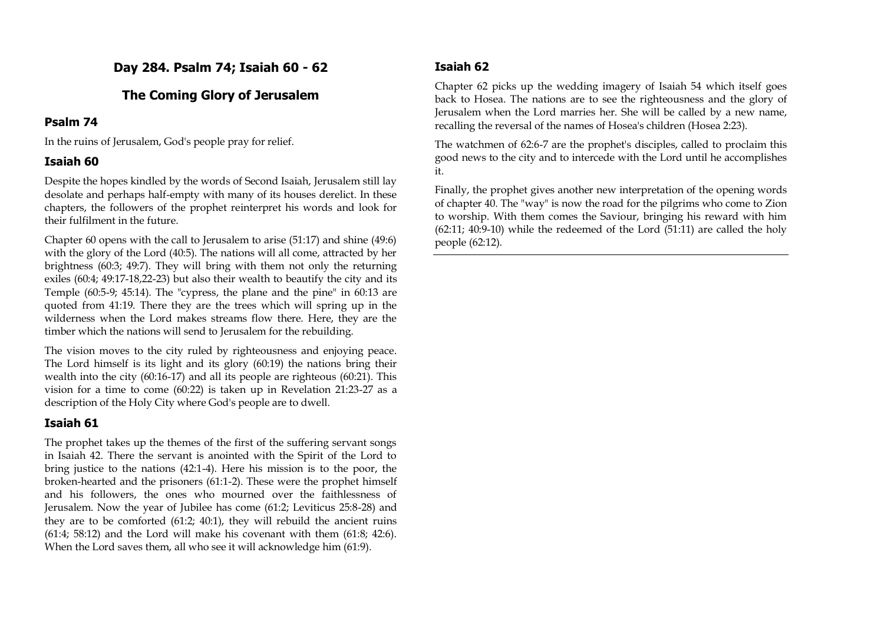# Day 284. Psalm 74; Isaiah 60 - 62

## The Coming Glory of Jerusalem

### Psalm 74

In the ruins of Jerusalem, God's people pray for relief.

### Isaiah 60

Despite the hopes kindled by the words of Second Isaiah, Jerusalem still lay desolate and perhaps half-empty with many of its houses derelict. In these chapters, the followers of the prophet reinterpret his words and look for their fulfilment in the future.

Chapter 60 opens with the call to Jerusalem to arise (51:17) and shine (49:6) with the glory of the Lord (40:5). The nations will all come, attracted by her brightness (60:3; 49:7). They will bring with them not only the returning exiles (60:4; 49:17-18,22-23) but also their wealth to beautify the city and its Temple (60:5-9; 45:14). The "cypress, the plane and the pine" in 60:13 are quoted from 41:19. There they are the trees which will spring up in the wilderness when the Lord makes streams flow there. Here, they are the timber which the nations will send to Jerusalem for the rebuilding.

The vision moves to the city ruled by righteousness and enjoying peace. The Lord himself is its light and its glory (60:19) the nations bring their wealth into the city (60:16-17) and all its people are righteous (60:21). This vision for a time to come (60:22) is taken up in Revelation 21:23-27 as a description of the Holy City where God's people are to dwell.

### Isaiah 61

The prophet takes up the themes of the first of the suffering servant songs in Isaiah 42. There the servant is anointed with the Spirit of the Lord to bring justice to the nations (42:1-4). Here his mission is to the poor, the broken-hearted and the prisoners (61:1-2). These were the prophet himself and his followers, the ones who mourned over the faithlessness of Jerusalem. Now the year of Jubilee has come (61:2; Leviticus 25:8-28) and they are to be comforted (61:2; 40:1), they will rebuild the ancient ruins (61:4; 58:12) and the Lord will make his covenant with them (61:8; 42:6). When the Lord saves them, all who see it will acknowledge him (61:9).

### Isaiah 62

Chapter 62 picks up the wedding imagery of Isaiah 54 which itself goes back to Hosea. The nations are to see the righteousness and the glory of Jerusalem when the Lord marries her. She will be called by a new name, recalling the reversal of the names of Hosea's children (Hosea 2:23).

The watchmen of 62:6-7 are the prophet's disciples, called to proclaim this good news to the city and to intercede with the Lord until he accomplishes it.

Finally, the prophet gives another new interpretation of the opening words of chapter 40. The "way" is now the road for the pilgrims who come to Zion to worship. With them comes the Saviour, bringing his reward with him (62:11; 40:9-10) while the redeemed of the Lord (51:11) are called the holy people (62:12).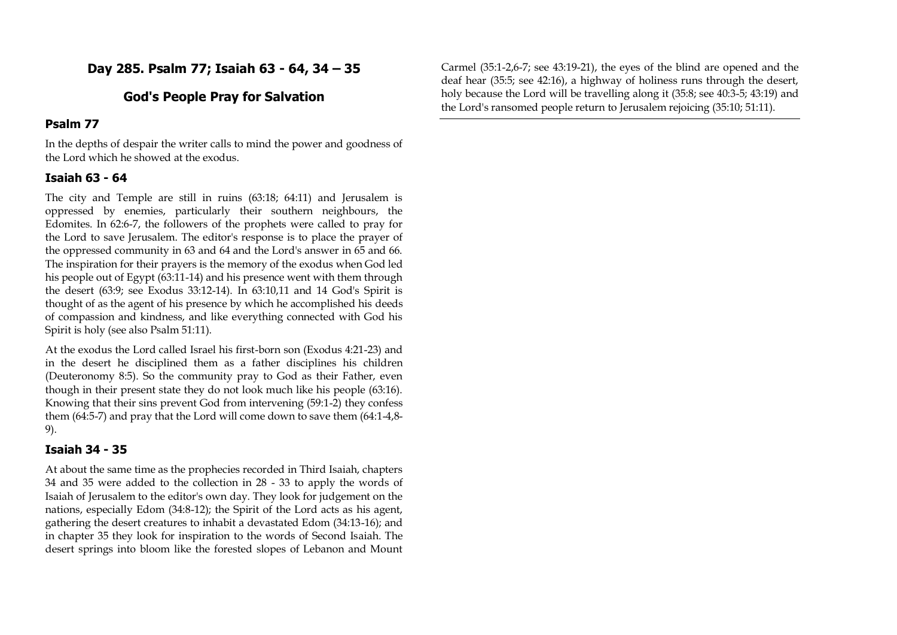# Day 285. Psalm 77; Isaiah 63 - 64, 34 – 35

## God's People Pray for Salvation

### Psalm 77

In the depths of despair the writer calls to mind the power and goodness of the Lord which he showed at the exodus.

### Isaiah 63 - 64

The city and Temple are still in ruins (63:18; 64:11) and Jerusalem is oppressed by enemies, particularly their southern neighbours, the Edomites. In 62:6-7, the followers of the prophets were called to pray for the Lord to save Jerusalem. The editor's response is to place the prayer of the oppressed community in 63 and 64 and the Lord's answer in 65 and 66. The inspiration for their prayers is the memory of the exodus when God led his people out of Egypt (63:11-14) and his presence went with them through the desert (63:9; see Exodus 33:12-14). In 63:10,11 and 14 God's Spirit is thought of as the agent of his presence by which he accomplished his deeds of compassion and kindness, and like everything connected with God his Spirit is holy (see also Psalm 51:11).

At the exodus the Lord called Israel his first-born son (Exodus 4:21-23) and in the desert he disciplined them as a father disciplines his children (Deuteronomy 8:5). So the community pray to God as their Father, even though in their present state they do not look much like his people (63:16). Knowing that their sins prevent God from intervening (59:1-2) they confess them (64:5-7) and pray that the Lord will come down to save them (64:1-4,8-9).

### Isaiah 34 - 35

At about the same time as the prophecies recorded in Third Isaiah, chapters 34 and 35 were added to the collection in 28 - 33 to apply the words of Isaiah of Jerusalem to the editor's own day. They look for judgement on the nations, especially Edom (34:8-12); the Spirit of the Lord acts as his agent, gathering the desert creatures to inhabit a devastated Edom (34:13-16); and in chapter 35 they look for inspiration to the words of Second Isaiah. The desert springs into bloom like the forested slopes of Lebanon and Mount Carmel (35:1-2,6-7; see 43:19-21), the eyes of the blind are opened and the deaf hear (35:5; see 42:16), a highway of holiness runs through the desert, holy because the Lord will be travelling along it (35:8; see 40:3-5; 43:19) and the Lord's ransomed people return to Jerusalem rejoicing (35:10; 51:11).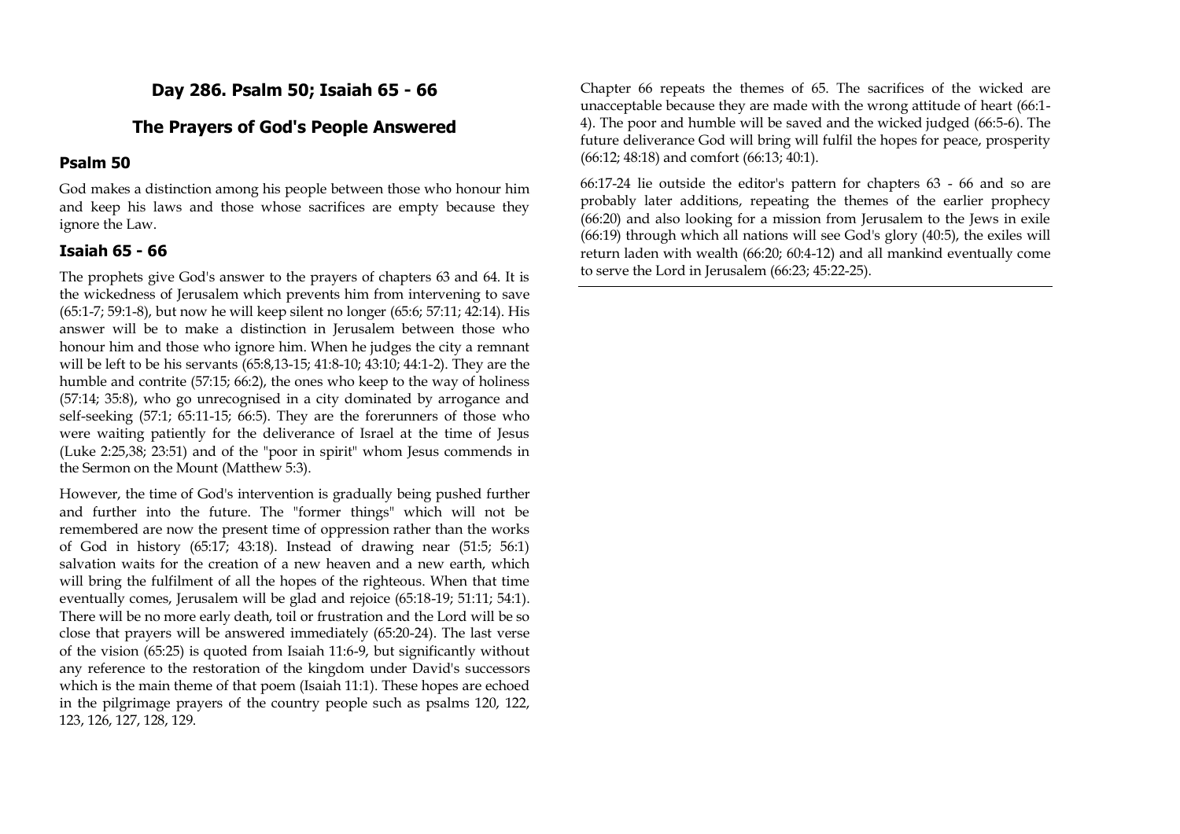## Day 286. Psalm 50; Isaiah 65 - 66

## The Prayers of God's People Answered

### Psalm 50

God makes a distinction among his people between those who honour him and keep his laws and those whose sacrifices are empty because they ignore the Law.

### Isaiah 65 - 66

The prophets give God's answer to the prayers of chapters 63 and 64. It is the wickedness of Jerusalem which prevents him from intervening to save (65:1-7; 59:1-8), but now he will keep silent no longer (65:6; 57:11; 42:14). His answer will be to make a distinction in Jerusalem between those who honour him and those who ignore him. When he judges the city a remnant will be left to be his servants (65:8,13-15; 41:8-10; 43:10; 44:1-2). They are the humble and contrite (57:15; 66:2), the ones who keep to the way of holiness (57:14; 35:8), who go unrecognised in a city dominated by arrogance and self-seeking (57:1; 65:11-15; 66:5). They are the forerunners of those who were waiting patiently for the deliverance of Israel at the time of Jesus (Luke 2:25,38; 23:51) and of the "poor in spirit" whom Jesus commends in the Sermon on the Mount (Matthew 5:3).

However, the time of God's intervention is gradually being pushed further and further into the future. The "former things" which will not be remembered are now the present time of oppression rather than the works of God in history (65:17; 43:18). Instead of drawing near (51:5; 56:1) salvation waits for the creation of a new heaven and a new earth, which will bring the fulfilment of all the hopes of the righteous. When that time eventually comes, Jerusalem will be glad and rejoice (65:18-19; 51:11; 54:1). There will be no more early death, toil or frustration and the Lord will be so close that prayers will be answered immediately (65:20-24). The last verse of the vision (65:25) is quoted from Isaiah 11:6-9, but significantly without any reference to the restoration of the kingdom under David's successors which is the main theme of that poem (Isaiah 11:1). These hopes are echoed in the pilgrimage prayers of the country people such as psalms 120, 122, 123, 126, 127, 128, 129.

Chapter 66 repeats the themes of 65. The sacrifices of the wicked are unacceptable because they are made with the wrong attitude of heart (66:1-4). The poor and humble will be saved and the wicked judged (66:5-6). The future deliverance God will bring will fulfil the hopes for peace, prosperity (66:12; 48:18) and comfort (66:13; 40:1).

66:17-24 lie outside the editor's pattern for chapters 63 - 66 and so are probably later additions, repeating the themes of the earlier prophecy (66:20) and also looking for a mission from Jerusalem to the Jews in exile (66:19) through which all nations will see God's glory (40:5), the exiles will return laden with wealth (66:20; 60:4-12) and all mankind eventually come to serve the Lord in Jerusalem (66:23; 45:22-25).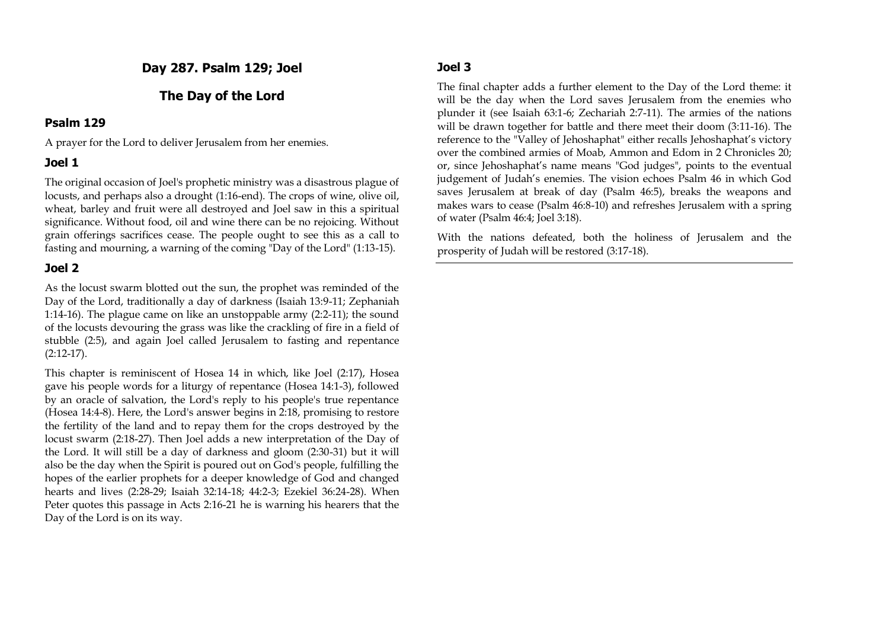# Day 287. Psalm 129; Joel

## The Day of the Lord

### Psalm 129

A prayer for the Lord to deliver Jerusalem from her enemies.

### Joel 1

The original occasion of Joel's prophetic ministry was a disastrous plague of locusts, and perhaps also a drought (1:16-end). The crops of wine, olive oil, wheat, barley and fruit were all destroyed and Joel saw in this a spiritual significance. Without food, oil and wine there can be no rejoicing. Without grain offerings sacrifices cease. The people ought to see this as a call to fasting and mourning, a warning of the coming "Day of the Lord" (1:13-15).

### Joel 2

As the locust swarm blotted out the sun, the prophet was reminded of the Day of the Lord, traditionally a day of darkness (Isaiah 13:9-11; Zephaniah 1:14-16). The plague came on like an unstoppable army (2:2-11); the sound of the locusts devouring the grass was like the crackling of fire in a field of stubble (2:5), and again Joel called Jerusalem to fasting and repentance (2:12-17).

This chapter is reminiscent of Hosea 14 in which, like Joel (2:17), Hosea gave his people words for a liturgy of repentance (Hosea 14:1-3), followed by an oracle of salvation, the Lord's reply to his people's true repentance (Hosea 14:4-8). Here, the Lord's answer begins in 2:18, promising to restore the fertility of the land and to repay them for the crops destroyed by the locust swarm (2:18-27). Then Joel adds a new interpretation of the Day of the Lord. It will still be a day of darkness and gloom (2:30-31) but it will also be the day when the Spirit is poured out on God's people, fulfilling the hopes of the earlier prophets for a deeper knowledge of God and changed hearts and lives (2:28-29; Isaiah 32:14-18; 44:2-3; Ezekiel 36:24-28). When Peter quotes this passage in Acts 2:16-21 he is warning his hearers that the Day of the Lord is on its way.

### Joel 3

The final chapter adds a further element to the Day of the Lord theme: it will be the day when the Lord saves Jerusalem from the enemies who plunder it (see Isaiah 63:1-6; Zechariah 2:7-11). The armies of the nations will be drawn together for battle and there meet their doom (3:11-16). The reference to the "Valley of Jehoshaphat" either recalls Jehoshaphat's victory over the combined armies of Moab, Ammon and Edom in 2 Chronicles 20; or, since Jehoshaphat's name means "God judges", points to the eventual judgement of Judah's enemies. The vision echoes Psalm 46 in which God saves Jerusalem at break of day (Psalm 46:5), breaks the weapons and makes wars to cease (Psalm 46:8-10) and refreshes Jerusalem with a spring of water (Psalm 46:4; Joel 3:18).

With the nations defeated, both the holiness of Jerusalem and the prosperity of Judah will be restored (3:17-18).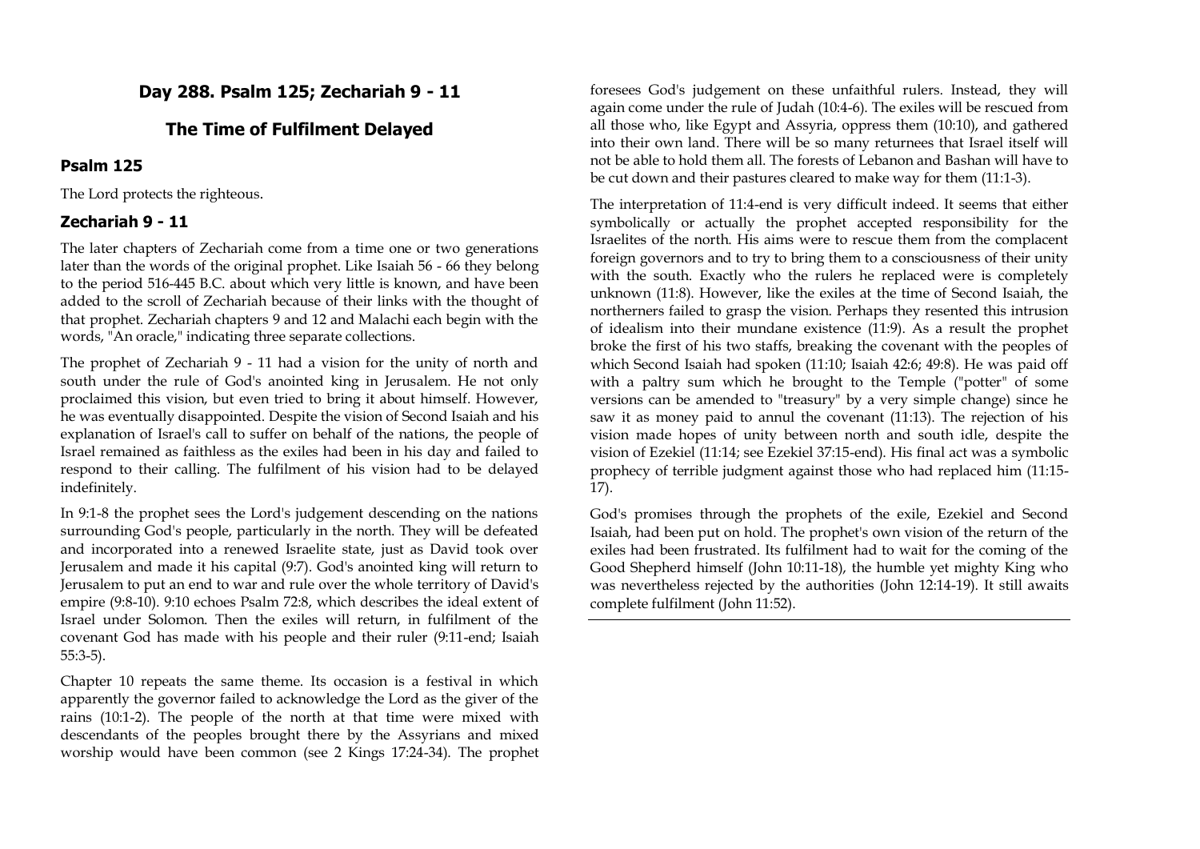## Day 288. Psalm 125; Zechariah 9 - 11

## The Time of Fulfilment Delayed

### Psalm 125

The Lord protects the righteous.

### Zechariah 9 - 11

The later chapters of Zechariah come from a time one or two generations later than the words of the original prophet. Like Isaiah 56 - 66 they belong to the period 516-445 B.C. about which very little is known, and have been added to the scroll of Zechariah because of their links with the thought of that prophet. Zechariah chapters 9 and 12 and Malachi each begin with the words, "An oracle," indicating three separate collections.

The prophet of Zechariah 9 - 11 had a vision for the unity of north and south under the rule of God's anointed king in Jerusalem. He not only proclaimed this vision, but even tried to bring it about himself. However, he was eventually disappointed. Despite the vision of Second Isaiah and his explanation of Israel's call to suffer on behalf of the nations, the people of Israel remained as faithless as the exiles had been in his day and failed to respond to their calling. The fulfilment of his vision had to be delayed indefinitely.

In 9:1-8 the prophet sees the Lord's judgement descending on the nations surrounding God's people, particularly in the north. They will be defeated and incorporated into a renewed Israelite state, just as David took over Jerusalem and made it his capital (9:7). God's anointed king will return to Jerusalem to put an end to war and rule over the whole territory of David's empire (9:8-10). 9:10 echoes Psalm 72:8, which describes the ideal extent of Israel under Solomon. Then the exiles will return, in fulfilment of the covenant God has made with his people and their ruler (9:11-end; Isaiah 55:3-5).

Chapter 10 repeats the same theme. Its occasion is a festival in which apparently the governor failed to acknowledge the Lord as the giver of the rains (10:1-2). The people of the north at that time were mixed with descendants of the peoples brought there by the Assyrians and mixed worship would have been common (see 2 Kings 17:24-34). The prophet foresees God's judgement on these unfaithful rulers. Instead, they will again come under the rule of Judah (10:4-6). The exiles will be rescued from all those who, like Egypt and Assyria, oppress them (10:10), and gathered into their own land. There will be so many returnees that Israel itself will not be able to hold them all. The forests of Lebanon and Bashan will have to be cut down and their pastures cleared to make way for them (11:1-3).

The interpretation of 11:4-end is very difficult indeed. It seems that either symbolically or actually the prophet accepted responsibility for the Israelites of the north. His aims were to rescue them from the complacent foreign governors and to try to bring them to a consciousness of their unity with the south. Exactly who the rulers he replaced were is completely unknown (11:8). However, like the exiles at the time of Second Isaiah, the northerners failed to grasp the vision. Perhaps they resented this intrusion of idealism into their mundane existence (11:9). As a result the prophet broke the first of his two staffs, breaking the covenant with the peoples of which Second Isaiah had spoken (11:10; Isaiah 42:6; 49:8). He was paid off with a paltry sum which he brought to the Temple ("potter" of some versions can be amended to "treasury" by a very simple change) since he saw it as money paid to annul the covenant (11:13). The rejection of his vision made hopes of unity between north and south idle, despite the vision of Ezekiel (11:14; see Ezekiel 37:15-end). His final act was a symbolic prophecy of terrible judgment against those who had replaced him (11:15-17).

God's promises through the prophets of the exile, Ezekiel and Second Isaiah, had been put on hold. The prophet's own vision of the return of the exiles had been frustrated. Its fulfilment had to wait for the coming of the Good Shepherd himself (John 10:11-18), the humble yet mighty King who was nevertheless rejected by the authorities (John 12:14-19). It still awaits complete fulfilment (John 11:52).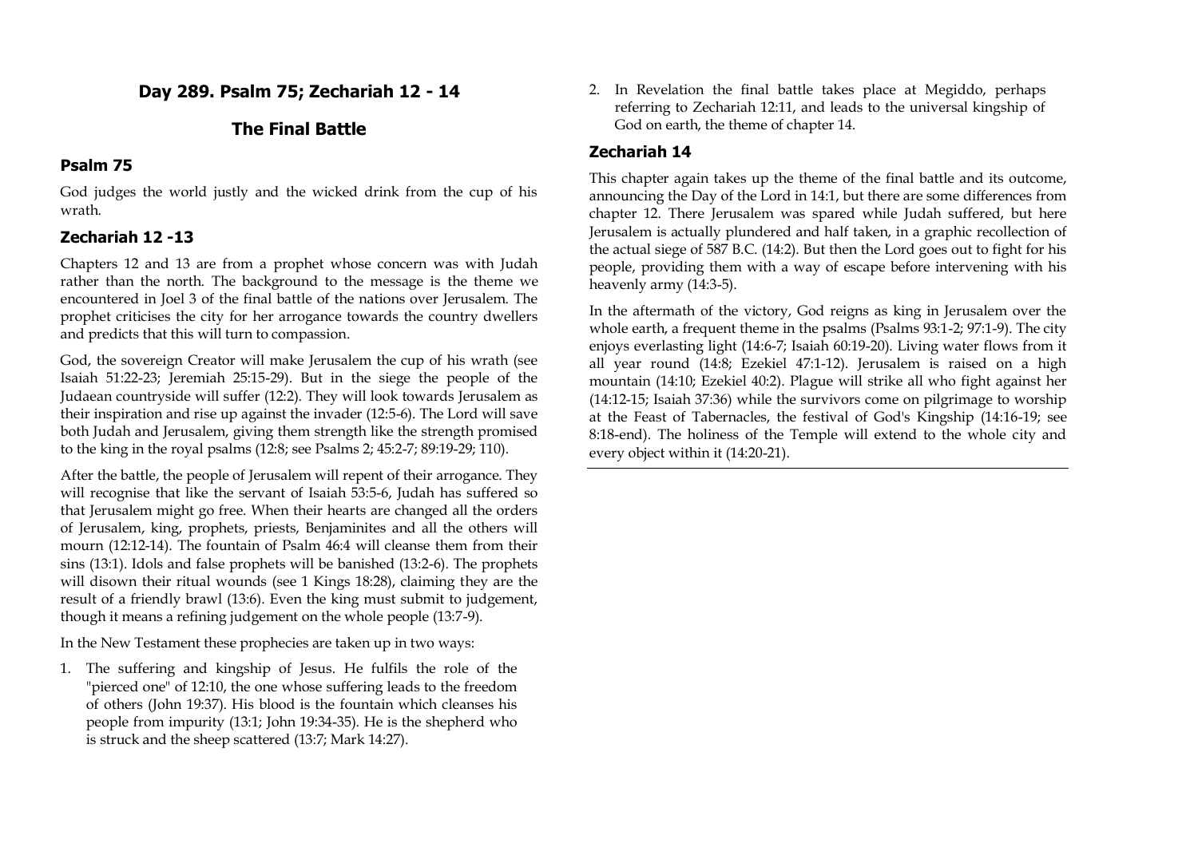# Day 289. Psalm 75; Zechariah 12 - 14

## The Final Battle

### Psalm 75

God judges the world justly and the wicked drink from the cup of his wrath.

### Zechariah 12 -13

Chapters 12 and 13 are from a prophet whose concern was with Judah rather than the north. The background to the message is the theme we encountered in Joel 3 of the final battle of the nations over Jerusalem. The prophet criticises the city for her arrogance towards the country dwellers and predicts that this will turn to compassion.

God, the sovereign Creator will make Jerusalem the cup of his wrath (see Isaiah 51:22-23; Jeremiah 25:15-29). But in the siege the people of the Judaean countryside will suffer (12:2). They will look towards Jerusalem as their inspiration and rise up against the invader (12:5-6). The Lord will save both Judah and Jerusalem, giving them strength like the strength promised to the king in the royal psalms (12:8; see Psalms 2; 45:2-7; 89:19-29; 110).

After the battle, the people of Jerusalem will repent of their arrogance. They will recognise that like the servant of Isaiah 53:5-6, Judah has suffered so that Jerusalem might go free. When their hearts are changed all the orders of Jerusalem, king, prophets, priests, Benjaminites and all the others will mourn (12:12-14). The fountain of Psalm 46:4 will cleanse them from their sins (13:1). Idols and false prophets will be banished (13:2-6). The prophets will disown their ritual wounds (see 1 Kings 18:28), claiming they are the result of a friendly brawl (13:6). Even the king must submit to judgement, though it means a refining judgement on the whole people (13:7-9).

In the New Testament these prophecies are taken up in two ways:

1. The suffering and kingship of Jesus. He fulfils the role of the "pierced one" of 12:10, the one whose suffering leads to the freedom of others (John 19:37). His blood is the fountain which cleanses his people from impurity (13:1; John 19:34-35). He is the shepherd who is struck and the sheep scattered (13:7; Mark 14:27).
2. In Revelation the final battle takes place at Megiddo, perhaps referring to Zechariah 12:11, and leads to the universal kingship of God on earth, the theme of chapter 14.

### Zechariah 14

This chapter again takes up the theme of the final battle and its outcome, announcing the Day of the Lord in 14:1, but there are some differences from chapter 12. There Jerusalem was spared while Judah suffered, but here Jerusalem is actually plundered and half taken, in a graphic recollection of the actual siege of 587 B.C. (14:2). But then the Lord goes out to fight for his people, providing them with a way of escape before intervening with his heavenly army (14:3-5).

In the aftermath of the victory, God reigns as king in Jerusalem over the whole earth, a frequent theme in the psalms (Psalms 93:1-2; 97:1-9). The city enjoys everlasting light (14:6-7; Isaiah 60:19-20). Living water flows from it all year round (14:8; Ezekiel 47:1-12). Jerusalem is raised on a high mountain (14:10; Ezekiel 40:2). Plague will strike all who fight against her (14:12-15; Isaiah 37:36) while the survivors come on pilgrimage to worship at the Feast of Tabernacles, the festival of God's Kingship (14:16-19; see 8:18-end). The holiness of the Temple will extend to the whole city and every object within it (14:20-21).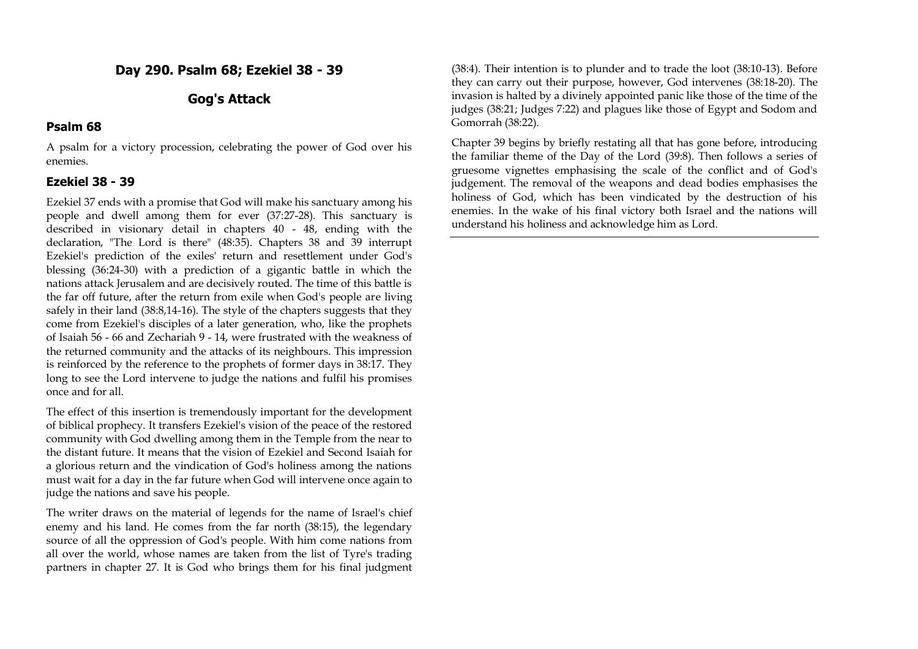## Day 290. Psalm 68; Ezekiel 38 - 39

## Gog's Attack

### Psalm 68

A psalm for a victory procession, celebrating the power of God over his enemies.

### Ezekiel 38 - 39

Ezekiel 37 ends with a promise that God will make his sanctuary among his people and dwell among them for ever (37:27-28). This sanctuary is described in visionary detail in chapters 40 - 48, ending with the declaration, "The Lord is there" (48:35). Chapters 38 and 39 interrupt Ezekiel's prediction of the exiles' return and resettlement under God's blessing (36:24-30) with a prediction of a gigantic battle in which the nations attack Jerusalem and are decisively routed. The time of this battle is the far off future, after the return from exile when God's people are living safely in their land (38:8,14-16). The style of the chapters suggests that they come from Ezekiel's disciples of a later generation, who, like the prophets of Isaiah 56 - 66 and Zechariah 9 - 14, were frustrated with the weakness of the returned community and the attacks of its neighbours. This impression is reinforced by the reference to the prophets of former days in 38:17. They long to see the Lord intervene to judge the nations and fulfil his promises once and for all.

The effect of this insertion is tremendously important for the development of biblical prophecy. It transfers Ezekiel's vision of the peace of the restored community with God dwelling among them in the Temple from the near to the distant future. It means that the vision of Ezekiel and Second Isaiah for a glorious return and the vindication of God's holiness among the nations must wait for a day in the far future when God will intervene once again to judge the nations and save his people.

The writer draws on the material of legends for the name of Israel's chief enemy and his land. He comes from the far north (38:15), the legendary source of all the oppression of God's people. With him come nations from all over the world, whose names are taken from the list of Tyre's trading partners in chapter 27. It is God who brings them for his final judgment (38:4). Their intention is to plunder and to trade the loot (38:10-13). Before they can carry out their purpose, however, God intervenes (38:18-20). The invasion is halted by a divinely appointed panic like those of the time of the judges (38:21; Judges 7:22) and plagues like those of Egypt and Sodom and Gomorrah (38:22).

Chapter 39 begins by briefly restating all that has gone before, introducing the familiar theme of the Day of the Lord (39:8). Then follows a series of gruesome vignettes emphasising the scale of the conflict and of God's judgement. The removal of the weapons and dead bodies emphasises the holiness of God, which has been vindicated by the destruction of his enemies. In the wake of his final victory both Israel and the nations will understand his holiness and acknowledge him as Lord.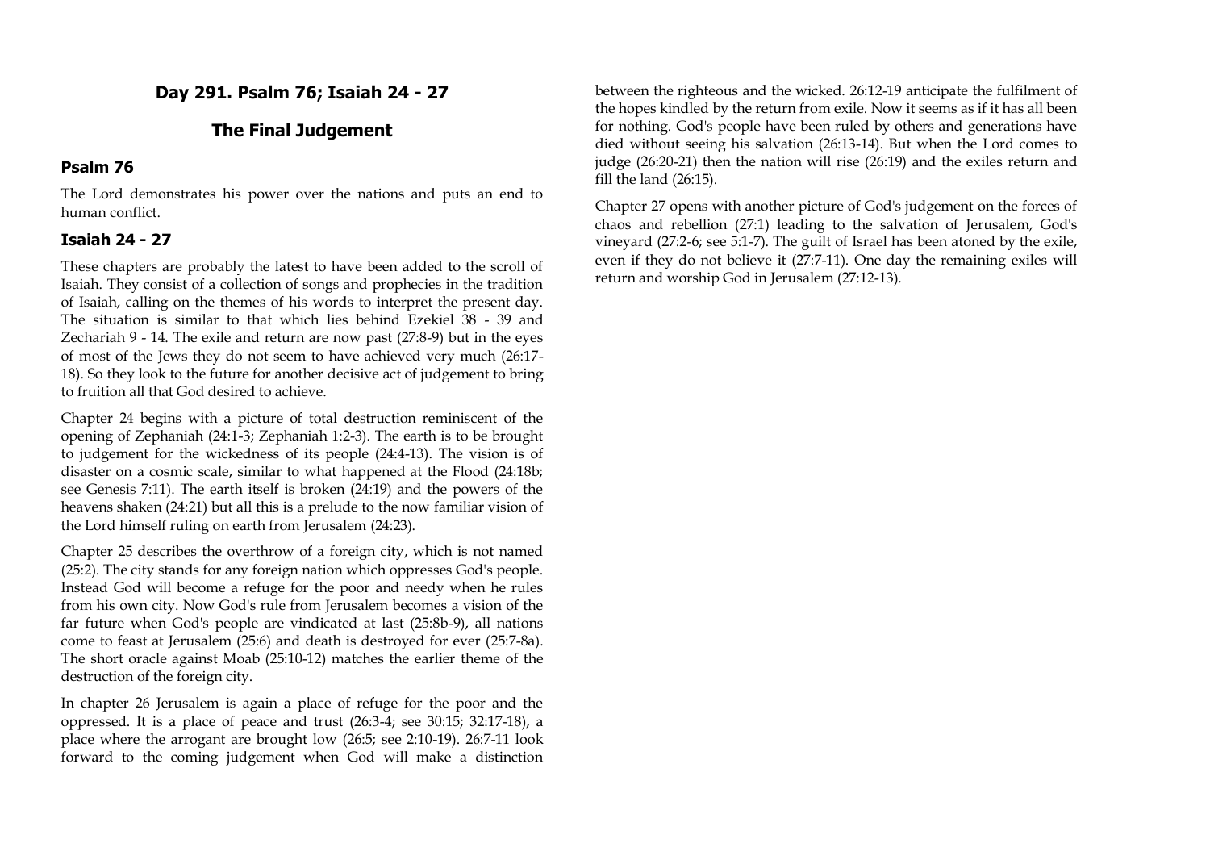## Day 291. Psalm 76; Isaiah 24 - 27

## The Final Judgement

### Psalm 76

The Lord demonstrates his power over the nations and puts an end to human conflict.

### Isaiah 24 - 27

These chapters are probably the latest to have been added to the scroll of Isaiah. They consist of a collection of songs and prophecies in the tradition of Isaiah, calling on the themes of his words to interpret the present day. The situation is similar to that which lies behind Ezekiel 38 - 39 and Zechariah 9 - 14. The exile and return are now past (27:8-9) but in the eyes of most of the Jews they do not seem to have achieved very much (26:17-18). So they look to the future for another decisive act of judgement to bring to fruition all that God desired to achieve.

Chapter 24 begins with a picture of total destruction reminiscent of the opening of Zephaniah (24:1-3; Zephaniah 1:2-3). The earth is to be brought to judgement for the wickedness of its people (24:4-13). The vision is of disaster on a cosmic scale, similar to what happened at the Flood (24:18b; see Genesis 7:11). The earth itself is broken (24:19) and the powers of the heavens shaken (24:21) but all this is a prelude to the now familiar vision of the Lord himself ruling on earth from Jerusalem (24:23).

Chapter 25 describes the overthrow of a foreign city, which is not named (25:2). The city stands for any foreign nation which oppresses God's people. Instead God will become a refuge for the poor and needy when he rules from his own city. Now God's rule from Jerusalem becomes a vision of the far future when God's people are vindicated at last (25:8b-9), all nations come to feast at Jerusalem (25:6) and death is destroyed for ever (25:7-8a). The short oracle against Moab (25:10-12) matches the earlier theme of the destruction of the foreign city.

In chapter 26 Jerusalem is again a place of refuge for the poor and the oppressed. It is a place of peace and trust (26:3-4; see 30:15; 32:17-18), a place where the arrogant are brought low (26:5; see 2:10-19). 26:7-11 look forward to the coming judgement when God will make a distinction between the righteous and the wicked. 26:12-19 anticipate the fulfilment of the hopes kindled by the return from exile. Now it seems as if it has all been for nothing. God's people have been ruled by others and generations have died without seeing his salvation (26:13-14). But when the Lord comes to judge (26:20-21) then the nation will rise (26:19) and the exiles return and fill the land (26:15).

Chapter 27 opens with another picture of God's judgement on the forces of chaos and rebellion (27:1) leading to the salvation of Jerusalem, God's vineyard (27:2-6; see 5:1-7). The guilt of Israel has been atoned by the exile, even if they do not believe it (27:7-11). One day the remaining exiles will return and worship God in Jerusalem (27:12-13).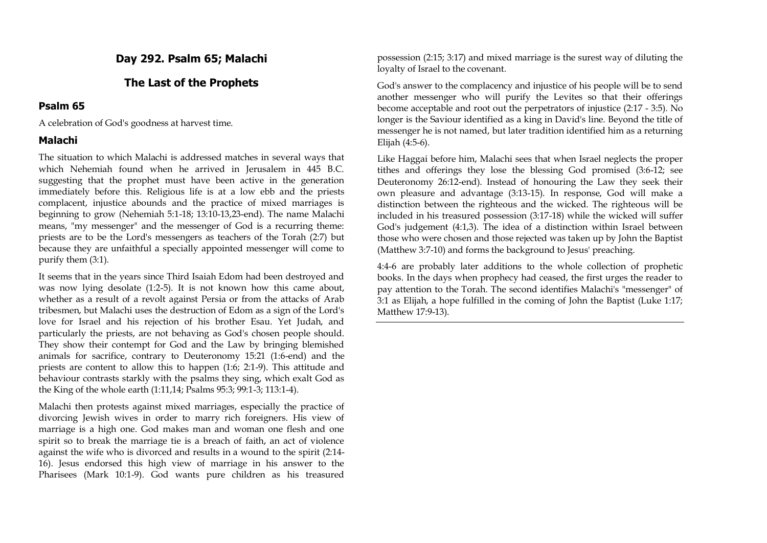## Day 292. Psalm 65; Malachi

## The Last of the Prophets

### Psalm 65

A celebration of God's goodness at harvest time.

### Malachi

The situation to which Malachi is addressed matches in several ways that which Nehemiah found when he arrived in Jerusalem in 445 B.C. suggesting that the prophet must have been active in the generation immediately before this. Religious life is at a low ebb and the priests complacent, injustice abounds and the practice of mixed marriages is beginning to grow (Nehemiah 5:1-18; 13:10-13,23-end). The name Malachi means, "my messenger" and the messenger of God is a recurring theme: priests are to be the Lord's messengers as teachers of the Torah (2:7) but because they are unfaithful a specially appointed messenger will come to purify them (3:1).

It seems that in the years since Third Isaiah Edom had been destroyed and was now lying desolate (1:2-5). It is not known how this came about, whether as a result of a revolt against Persia or from the attacks of Arab tribesmen, but Malachi uses the destruction of Edom as a sign of the Lord's love for Israel and his rejection of his brother Esau. Yet Judah, and particularly the priests, are not behaving as God's chosen people should. They show their contempt for God and the Law by bringing blemished animals for sacrifice, contrary to Deuteronomy 15:21 (1:6-end) and the priests are content to allow this to happen (1:6; 2:1-9). This attitude and behaviour contrasts starkly with the psalms they sing, which exalt God as the King of the whole earth (1:11,14; Psalms 95:3; 99:1-3; 113:1-4).

Malachi then protests against mixed marriages, especially the practice of divorcing Jewish wives in order to marry rich foreigners. His view of marriage is a high one. God makes man and woman one flesh and one spirit so to break the marriage tie is a breach of faith, an act of violence against the wife who is divorced and results in a wound to the spirit (2:14-16). Jesus endorsed this high view of marriage in his answer to the Pharisees (Mark 10:1-9). God wants pure children as his treasured possession (2:15; 3:17) and mixed marriage is the surest way of diluting the loyalty of Israel to the covenant.

God's answer to the complacency and injustice of his people will be to send another messenger who will purify the Levites so that their offerings become acceptable and root out the perpetrators of injustice (2:17 - 3:5). No longer is the Saviour identified as a king in David's line. Beyond the title of messenger he is not named, but later tradition identified him as a returning Elijah (4:5-6).

Like Haggai before him, Malachi sees that when Israel neglects the proper tithes and offerings they lose the blessing God promised (3:6-12; see Deuteronomy 26:12-end). Instead of honouring the Law they seek their own pleasure and advantage (3:13-15). In response, God will make a distinction between the righteous and the wicked. The righteous will be included in his treasured possession (3:17-18) while the wicked will suffer God's judgement (4:1,3). The idea of a distinction within Israel between those who were chosen and those rejected was taken up by John the Baptist (Matthew 3:7-10) and forms the background to Jesus' preaching.

4:4-6 are probably later additions to the whole collection of prophetic books. In the days when prophecy had ceased, the first urges the reader to pay attention to the Torah. The second identifies Malachi's "messenger" of 3:1 as Elijah, a hope fulfilled in the coming of John the Baptist (Luke 1:17; Matthew 17:9-13).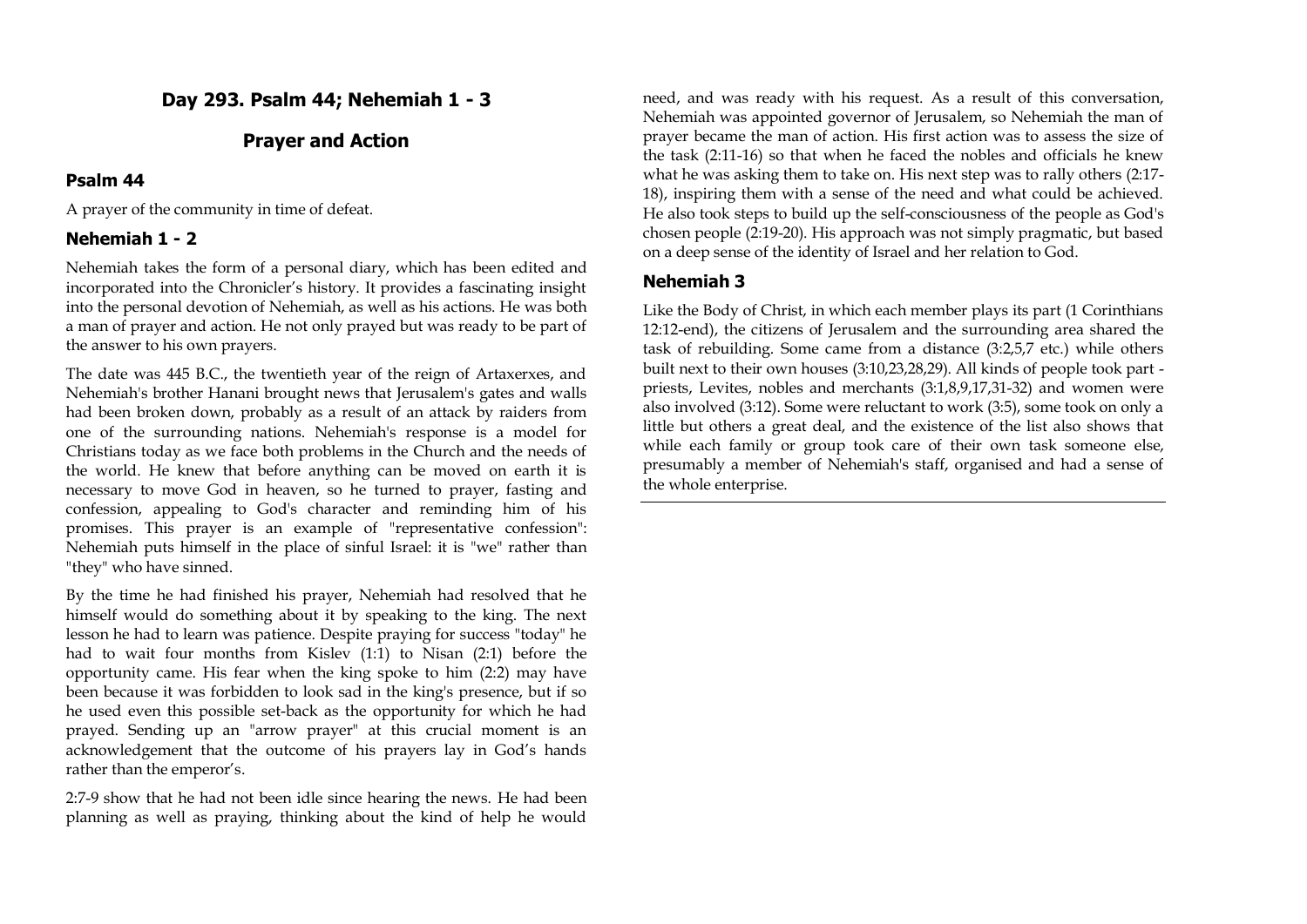## Day 293. Psalm 44; Nehemiah 1 - 3

## Prayer and Action

### Psalm 44

A prayer of the community in time of defeat.

### Nehemiah 1 - 2

Nehemiah takes the form of a personal diary, which has been edited and incorporated into the Chronicler's history. It provides a fascinating insight into the personal devotion of Nehemiah, as well as his actions. He was both a man of prayer and action. He not only prayed but was ready to be part of the answer to his own prayers.

The date was 445 B.C., the twentieth year of the reign of Artaxerxes, and Nehemiah's brother Hanani brought news that Jerusalem's gates and walls had been broken down, probably as a result of an attack by raiders from one of the surrounding nations. Nehemiah's response is a model for Christians today as we face both problems in the Church and the needs of the world. He knew that before anything can be moved on earth it is necessary to move God in heaven, so he turned to prayer, fasting and confession, appealing to God's character and reminding him of his promises. This prayer is an example of "representative confession": Nehemiah puts himself in the place of sinful Israel: it is "we" rather than "they" who have sinned.

By the time he had finished his prayer, Nehemiah had resolved that he himself would do something about it by speaking to the king. The next lesson he had to learn was patience. Despite praying for success "today" he had to wait four months from Kislev (1:1) to Nisan (2:1) before the opportunity came. His fear when the king spoke to him (2:2) may have been because it was forbidden to look sad in the king's presence, but if so he used even this possible set-back as the opportunity for which he had prayed. Sending up an "arrow prayer" at this crucial moment is an acknowledgement that the outcome of his prayers lay in God's hands rather than the emperor's.

2:7-9 show that he had not been idle since hearing the news. He had been planning as well as praying, thinking about the kind of help he would need, and was ready with his request. As a result of this conversation, Nehemiah was appointed governor of Jerusalem, so Nehemiah the man of prayer became the man of action. His first action was to assess the size of the task (2:11-16) so that when he faced the nobles and officials he knew what he was asking them to take on. His next step was to rally others (2:17-18), inspiring them with a sense of the need and what could be achieved. He also took steps to build up the self-consciousness of the people as God's chosen people (2:19-20). His approach was not simply pragmatic, but based on a deep sense of the identity of Israel and her relation to God.

### Nehemiah 3

Like the Body of Christ, in which each member plays its part (1 Corinthians 12:12-end), the citizens of Jerusalem and the surrounding area shared the task of rebuilding. Some came from a distance (3:2,5,7 etc.) while others built next to their own houses (3:10,23,28,29). All kinds of people took part - priests, Levites, nobles and merchants (3:1,8,9,17,31-32) and women were also involved (3:12). Some were reluctant to work (3:5), some took on only a little but others a great deal, and the existence of the list also shows that while each family or group took care of their own task someone else, presumably a member of Nehemiah's staff, organised and had a sense of the whole enterprise.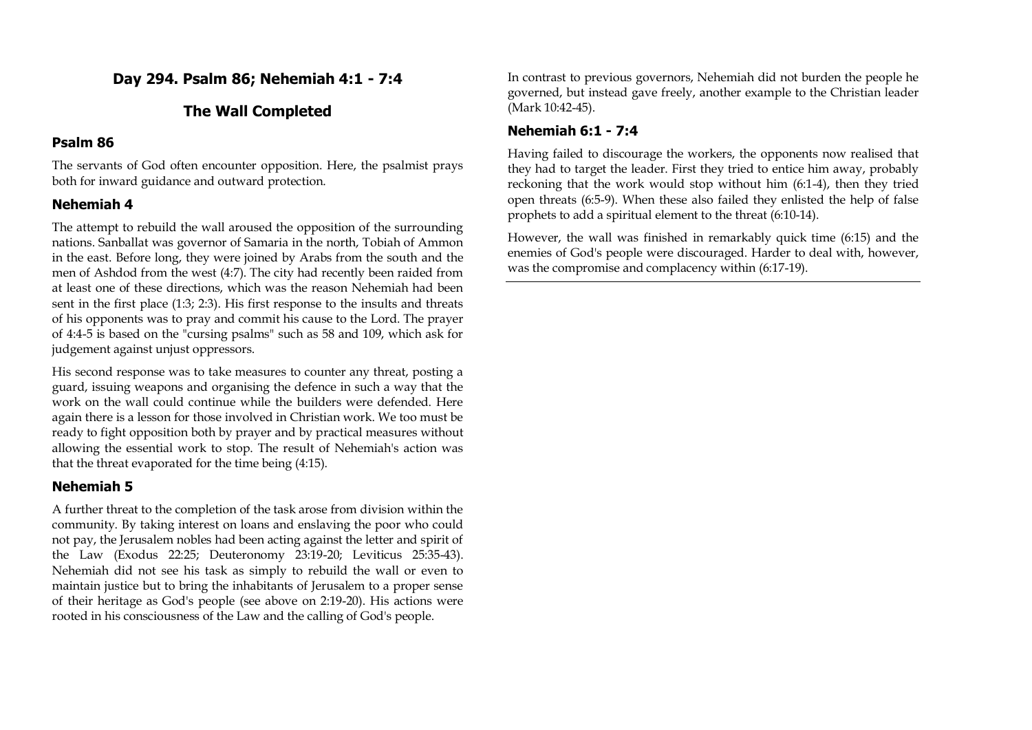## Day 294. Psalm 86; Nehemiah 4:1 - 7:4

## The Wall Completed

### Psalm 86

The servants of God often encounter opposition. Here, the psalmist prays both for inward guidance and outward protection.

### Nehemiah 4

The attempt to rebuild the wall aroused the opposition of the surrounding nations. Sanballat was governor of Samaria in the north, Tobiah of Ammon in the east. Before long, they were joined by Arabs from the south and the men of Ashdod from the west (4:7). The city had recently been raided from at least one of these directions, which was the reason Nehemiah had been sent in the first place (1:3; 2:3). His first response to the insults and threats of his opponents was to pray and commit his cause to the Lord. The prayer of 4:4-5 is based on the "cursing psalms" such as 58 and 109, which ask for judgement against unjust oppressors.

His second response was to take measures to counter any threat, posting a guard, issuing weapons and organising the defence in such a way that the work on the wall could continue while the builders were defended. Here again there is a lesson for those involved in Christian work. We too must be ready to fight opposition both by prayer and by practical measures without allowing the essential work to stop. The result of Nehemiah's action was that the threat evaporated for the time being (4:15).

### Nehemiah 5

A further threat to the completion of the task arose from division within the community. By taking interest on loans and enslaving the poor who could not pay, the Jerusalem nobles had been acting against the letter and spirit of the Law (Exodus 22:25; Deuteronomy 23:19-20; Leviticus 25:35-43). Nehemiah did not see his task as simply to rebuild the wall or even to maintain justice but to bring the inhabitants of Jerusalem to a proper sense of their heritage as God's people (see above on 2:19-20). His actions were rooted in his consciousness of the Law and the calling of God's people.

In contrast to previous governors, Nehemiah did not burden the people he governed, but instead gave freely, another example to the Christian leader (Mark 10:42-45).

### Nehemiah 6:1 - 7:4

Having failed to discourage the workers, the opponents now realised that they had to target the leader. First they tried to entice him away, probably reckoning that the work would stop without him (6:1-4), then they tried open threats (6:5-9). When these also failed they enlisted the help of false prophets to add a spiritual element to the threat (6:10-14).

However, the wall was finished in remarkably quick time (6:15) and the enemies of God's people were discouraged. Harder to deal with, however, was the compromise and complacency within (6:17-19).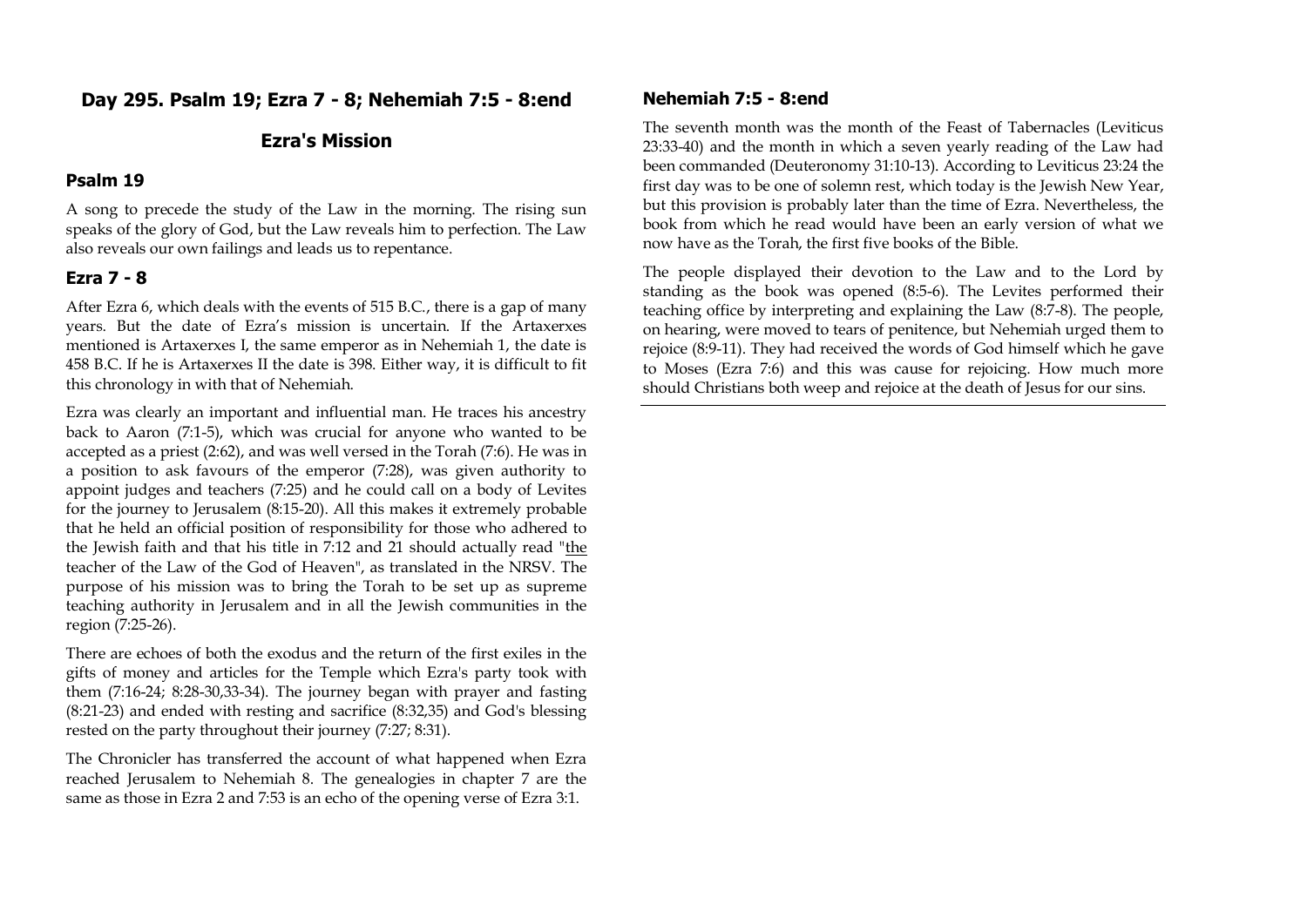# Day 295. Psalm 19; Ezra 7 - 8; Nehemiah 7:5 - 8:end

## Ezra's Mission

### Psalm 19

A song to precede the study of the Law in the morning. The rising sun speaks of the glory of God, but the Law reveals him to perfection. The Law also reveals our own failings and leads us to repentance.

### Ezra 7 - 8

After Ezra 6, which deals with the events of 515 B.C., there is a gap of many years. But the date of Ezra's mission is uncertain. If the Artaxerxes mentioned is Artaxerxes I, the same emperor as in Nehemiah 1, the date is 458 B.C. If he is Artaxerxes II the date is 398. Either way, it is difficult to fit this chronology in with that of Nehemiah.

Ezra was clearly an important and influential man. He traces his ancestry back to Aaron (7:1-5), which was crucial for anyone who wanted to be accepted as a priest (2:62), and was well versed in the Torah (7:6). He was in a position to ask favours of the emperor (7:28), was given authority to appoint judges and teachers (7:25) and he could call on a body of Levites for the journey to Jerusalem (8:15-20). All this makes it extremely probable that he held an official position of responsibility for those who adhered to the Jewish faith and that his title in 7:12 and 21 should actually read "the teacher of the Law of the God of Heaven", as translated in the NRSV. The purpose of his mission was to bring the Torah to be set up as supreme teaching authority in Jerusalem and in all the Jewish communities in the region (7:25-26).

There are echoes of both the exodus and the return of the first exiles in the gifts of money and articles for the Temple which Ezra's party took with them (7:16-24; 8:28-30,33-34). The journey began with prayer and fasting (8:21-23) and ended with resting and sacrifice (8:32,35) and God's blessing rested on the party throughout their journey (7:27; 8:31).

The Chronicler has transferred the account of what happened when Ezra reached Jerusalem to Nehemiah 8. The genealogies in chapter 7 are the same as those in Ezra 2 and 7:53 is an echo of the opening verse of Ezra 3:1.

### Nehemiah 7:5 - 8:end

The seventh month was the month of the Feast of Tabernacles (Leviticus 23:33-40) and the month in which a seven yearly reading of the Law had been commanded (Deuteronomy 31:10-13). According to Leviticus 23:24 the first day was to be one of solemn rest, which today is the Jewish New Year, but this provision is probably later than the time of Ezra. Nevertheless, the book from which he read would have been an early version of what we now have as the Torah, the first five books of the Bible.

The people displayed their devotion to the Law and to the Lord by standing as the book was opened (8:5-6). The Levites performed their teaching office by interpreting and explaining the Law (8:7-8). The people, on hearing, were moved to tears of penitence, but Nehemiah urged them to rejoice (8:9-11). They had received the words of God himself which he gave to Moses (Ezra 7:6) and this was cause for rejoicing. How much more should Christians both weep and rejoice at the death of Jesus for our sins.